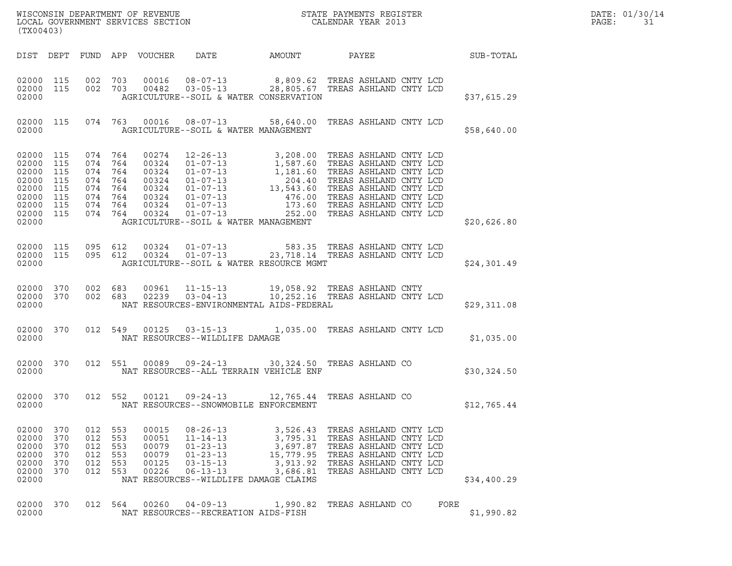WISCONSIN DEPARTMENT OF REVENUE
LOCAL GOVERNMENT SERVICES SECTION
(TX00403)

STATE PAYMENTS REGISTER
CALENDAR YEAR 2013

DATE: 01/30/14

| DIST | DEPT | FUND | APP | VOUCHER | DATE | AMOUNT | PAYEE | SUB-TOTAL |
|---|---|---|---|---|---|---|---|---|
| 02000 | 115 | 002 | 703 | 00016 | 08-07-13 | 8,809.62 | TREAS ASHLAND CNTY LCD | |
| 02000 | 115 | 002 | 703 | 00482 | 03-05-13 | 28,805.67 | TREAS ASHLAND CNTY LCD | |
| 02000 | | | | | AGRICULTURE--SOIL & WATER CONSERVATION | | | $37,615.29 |
| 02000 | 115 | 074 | 763 | 00016 | 08-07-13 | 58,640.00 | TREAS ASHLAND CNTY LCD | |
| 02000 | | | | | AGRICULTURE--SOIL & WATER MANAGEMENT | | | $58,640.00 |
| 02000 | 115 | 074 | 764 | 00274 | 12-26-13 | 3,208.00 | TREAS ASHLAND CNTY LCD | |
| 02000 | 115 | 074 | 764 | 00324 | 01-07-13 | 1,587.60 | TREAS ASHLAND CNTY LCD | |
| 02000 | 115 | 074 | 764 | 00324 | 01-07-13 | 1,181.60 | TREAS ASHLAND CNTY LCD | |
| 02000 | 115 | 074 | 764 | 00324 | 01-07-13 | 204.40 | TREAS ASHLAND CNTY LCD | |
| 02000 | 115 | 074 | 764 | 00324 | 01-07-13 | 13,543.60 | TREAS ASHLAND CNTY LCD | |
| 02000 | 115 | 074 | 764 | 00324 | 01-07-13 | 476.00 | TREAS ASHLAND CNTY LCD | |
| 02000 | 115 | 074 | 764 | 00324 | 01-07-13 | 173.60 | TREAS ASHLAND CNTY LCD | |
| 02000 | 115 | 074 | 764 | 00324 | 01-07-13 | 252.00 | TREAS ASHLAND CNTY LCD | |
| 02000 | | | | | AGRICULTURE--SOIL & WATER MANAGEMENT | | | $20,626.80 |
| 02000 | 115 | 095 | 612 | 00324 | 01-07-13 | 583.35 | TREAS ASHLAND CNTY LCD | |
| 02000 | 115 | 095 | 612 | 00324 | 01-07-13 | 23,718.14 | TREAS ASHLAND CNTY LCD | |
| 02000 | | | | | AGRICULTURE--SOIL & WATER RESOURCE MGMT | | | $24,301.49 |
| 02000 | 370 | 002 | 683 | 00961 | 11-15-13 | 19,058.92 | TREAS ASHLAND CNTY | |
| 02000 | 370 | 002 | 683 | 02239 | 03-04-13 | 10,252.16 | TREAS ASHLAND CNTY LCD | |
| 02000 | | | | | NAT RESOURCES-ENVIRONMENTAL AIDS-FEDERAL | | | $29,311.08 |
| 02000 | 370 | 012 | 549 | 00125 | 03-15-13 | 1,035.00 | TREAS ASHLAND CNTY LCD | |
| 02000 | | | | | NAT RESOURCES--WILDLIFE DAMAGE | | | $1,035.00 |
| 02000 | 370 | 012 | 551 | 00089 | 09-24-13 | 30,324.50 | TREAS ASHLAND CO | |
| 02000 | | | | | NAT RESOURCES--ALL TERRAIN VEHICLE ENF | | | $30,324.50 |
| 02000 | 370 | 012 | 552 | 00121 | 09-24-13 | 12,765.44 | TREAS ASHLAND CO | |
| 02000 | | | | | NAT RESOURCES--SNOWMOBILE ENFORCEMENT | | | $12,765.44 |
| 02000 | 370 | 012 | 553 | 00015 | 08-26-13 | 3,526.43 | TREAS ASHLAND CNTY LCD | |
| 02000 | 370 | 012 | 553 | 00051 | 11-14-13 | 3,795.31 | TREAS ASHLAND CNTY LCD | |
| 02000 | 370 | 012 | 553 | 00079 | 01-23-13 | 3,697.87 | TREAS ASHLAND CNTY LCD | |
| 02000 | 370 | 012 | 553 | 00079 | 01-23-13 | 15,779.95 | TREAS ASHLAND CNTY LCD | |
| 02000 | 370 | 012 | 553 | 00125 | 03-15-13 | 3,913.92 | TREAS ASHLAND CNTY LCD | |
| 02000 | 370 | 012 | 553 | 00226 | 06-13-13 | 3,686.81 | TREAS ASHLAND CNTY LCD | |
| 02000 | | | | | NAT RESOURCES--WILDLIFE DAMAGE CLAIMS | | | $34,400.29 |
| 02000 | 370 | 012 | 564 | 00260 | 04-09-13 | 1,990.82 | TREAS ASHLAND CO FORE | |
| 02000 | | | | | NAT RESOURCES--RECREATION AIDS-FISH | | | $1,990.82 |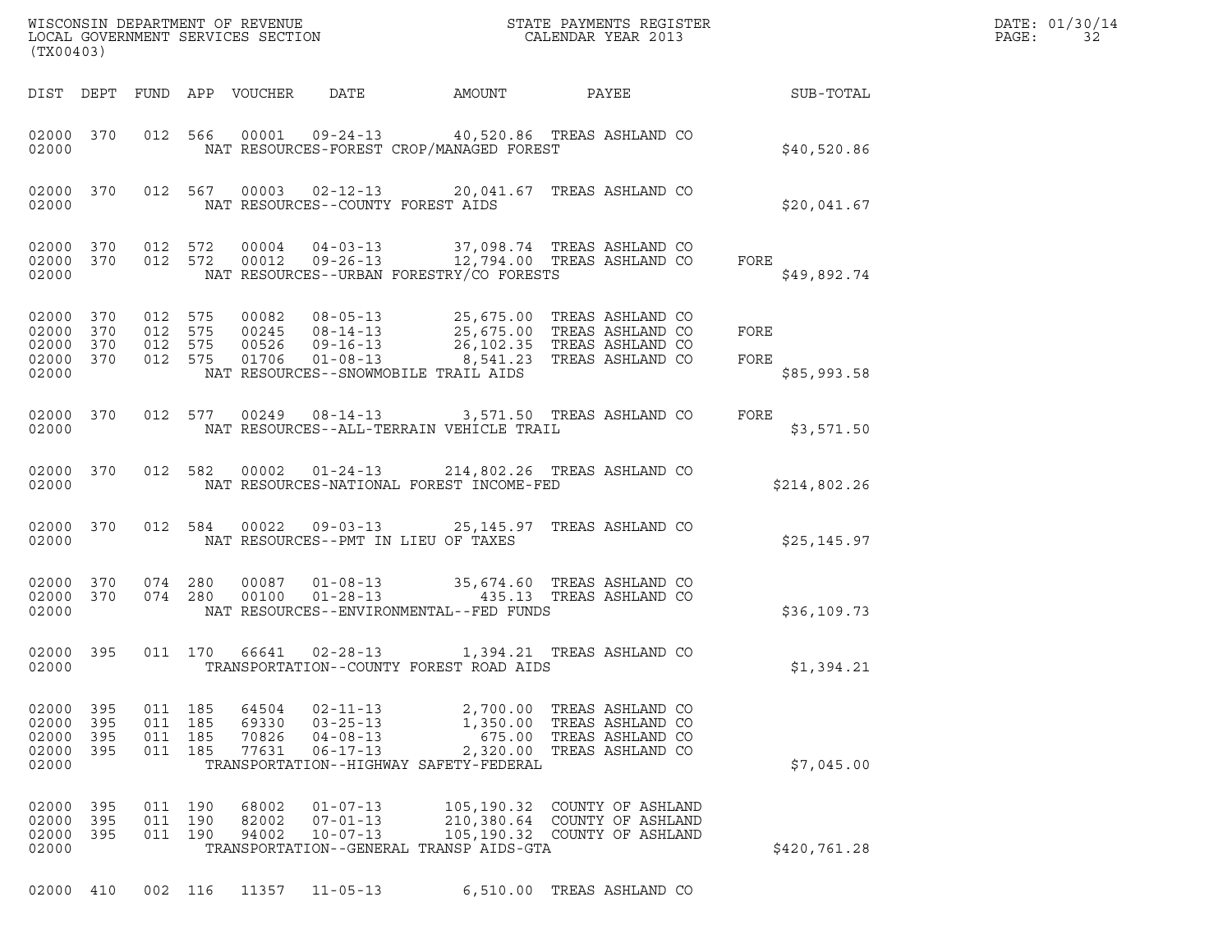| DIST | DEPT | FUND | APP | VOUCHER | DATE | AMOUNT | PAYEE | | SUB-TOTAL |
|---|---|---|---|---|---|---|---|---|---|
| 02000 | 370 | 012 | 566 | 00001 | 09-24-13 | 40,520.86 | TREAS ASHLAND CO | | |
| 02000 | | | | | NAT RESOURCES-FOREST CROP/MANAGED FOREST | | | | $40,520.86 |
| 02000 | 370 | 012 | 567 | 00003 | 02-12-13 | 20,041.67 | TREAS ASHLAND CO | | |
| 02000 | | | | | NAT RESOURCES--COUNTY FOREST AIDS | | | | $20,041.67 |
| 02000 | 370 | 012 | 572 | 00004 | 04-03-13 | 37,098.74 | TREAS ASHLAND CO | | |
| 02000 | 370 | 012 | 572 | 00012 | 09-26-13 | 12,794.00 | TREAS ASHLAND CO | FORE | |
| 02000 | | | | | NAT RESOURCES--URBAN FORESTRY/CO FORESTS | | | | $49,892.74 |
| 02000 | 370 | 012 | 575 | 00082 | 08-05-13 | 25,675.00 | TREAS ASHLAND CO | | |
| 02000 | 370 | 012 | 575 | 00245 | 08-14-13 | 25,675.00 | TREAS ASHLAND CO | FORE | |
| 02000 | 370 | 012 | 575 | 00526 | 09-16-13 | 26,102.35 | TREAS ASHLAND CO | | |
| 02000 | 370 | 012 | 575 | 01706 | 01-08-13 | 8,541.23 | TREAS ASHLAND CO | FORE | |
| 02000 | | | | | NAT RESOURCES--SNOWMOBILE TRAIL AIDS | | | | $85,993.58 |
| 02000 | 370 | 012 | 577 | 00249 | 08-14-13 | 3,571.50 | TREAS ASHLAND CO | FORE | |
| 02000 | | | | | NAT RESOURCES--ALL-TERRAIN VEHICLE TRAIL | | | | $3,571.50 |
| 02000 | 370 | 012 | 582 | 00002 | 01-24-13 | 214,802.26 | TREAS ASHLAND CO | | |
| 02000 | | | | | NAT RESOURCES-NATIONAL FOREST INCOME-FED | | | | $214,802.26 |
| 02000 | 370 | 012 | 584 | 00022 | 09-03-13 | 25,145.97 | TREAS ASHLAND CO | | |
| 02000 | | | | | NAT RESOURCES--PMT IN LIEU OF TAXES | | | | $25,145.97 |
| 02000 | 370 | 074 | 280 | 00087 | 01-08-13 | 35,674.60 | TREAS ASHLAND CO | | |
| 02000 | 370 | 074 | 280 | 00100 | 01-28-13 | 435.13 | TREAS ASHLAND CO | | |
| 02000 | | | | | NAT RESOURCES--ENVIRONMENTAL--FED FUNDS | | | | $36,109.73 |
| 02000 | 395 | 011 | 170 | 66641 | 02-28-13 | 1,394.21 | TREAS ASHLAND CO | | |
| 02000 | | | | | TRANSPORTATION--COUNTY FOREST ROAD AIDS | | | | $1,394.21 |
| 02000 | 395 | 011 | 185 | 64504 | 02-11-13 | 2,700.00 | TREAS ASHLAND CO | | |
| 02000 | 395 | 011 | 185 | 69330 | 03-25-13 | 1,350.00 | TREAS ASHLAND CO | | |
| 02000 | 395 | 011 | 185 | 70826 | 04-08-13 | 675.00 | TREAS ASHLAND CO | | |
| 02000 | 395 | 011 | 185 | 77631 | 06-17-13 | 2,320.00 | TREAS ASHLAND CO | | |
| 02000 | | | | | TRANSPORTATION--HIGHWAY SAFETY-FEDERAL | | | | $7,045.00 |
| 02000 | 395 | 011 | 190 | 68002 | 01-07-13 | 105,190.32 | COUNTY OF ASHLAND | | |
| 02000 | 395 | 011 | 190 | 82002 | 07-01-13 | 210,380.64 | COUNTY OF ASHLAND | | |
| 02000 | 395 | 011 | 190 | 94002 | 10-07-13 | 105,190.32 | COUNTY OF ASHLAND | | |
| 02000 | | | | | TRANSPORTATION--GENERAL TRANSP AIDS-GTA | | | | $420,761.28 |
| 02000 | 410 | 002 | 116 | 11357 | 11-05-13 | 6,510.00 | TREAS ASHLAND CO | | |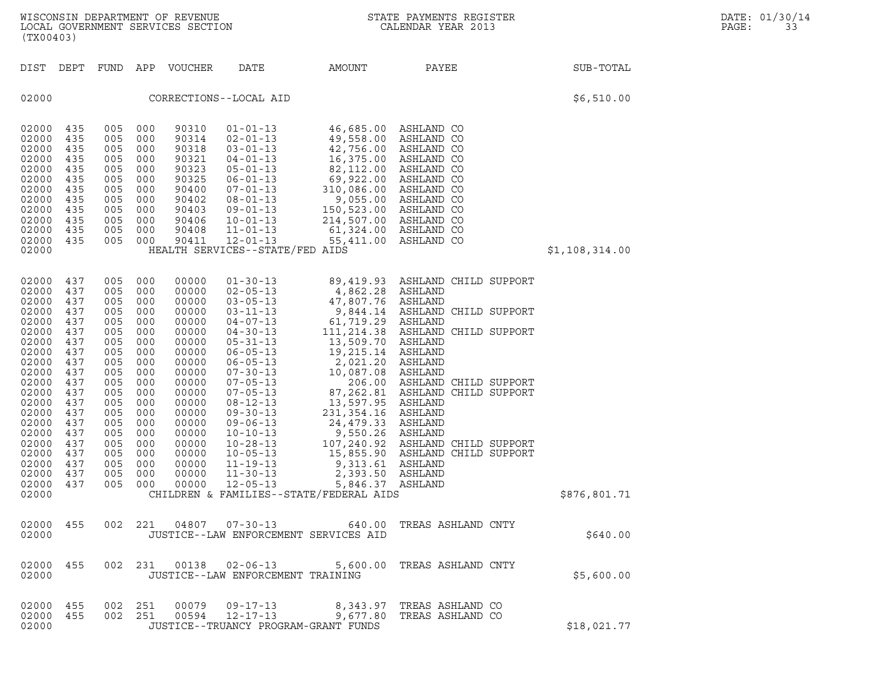WISCONSIN DEPARTMENT OF REVENUE
LOCAL GOVERNMENT SERVICES SECTION
(TX00403)

STATE PAYMENTS REGISTER
CALENDAR YEAR 2013

DATE: 01/30/14

| DIST | DEPT | FUND | APP | VOUCHER | DATE | AMOUNT | PAYEE | SUB-TOTAL |
|---|---|---|---|---|---|---|---|---|
| 02000 | | | | | CORRECTIONS--LOCAL AID | | | $6,510.00 |
| 02000 | 435 | 005 | 000 | 90310 | 01-01-13 | 46,685.00 | ASHLAND CO | |
| 02000 | 435 | 005 | 000 | 90314 | 02-01-13 | 49,558.00 | ASHLAND CO | |
| 02000 | 435 | 005 | 000 | 90318 | 03-01-13 | 42,756.00 | ASHLAND CO | |
| 02000 | 435 | 005 | 000 | 90321 | 04-01-13 | 16,375.00 | ASHLAND CO | |
| 02000 | 435 | 005 | 000 | 90323 | 05-01-13 | 82,112.00 | ASHLAND CO | |
| 02000 | 435 | 005 | 000 | 90325 | 06-01-13 | 69,922.00 | ASHLAND CO | |
| 02000 | 435 | 005 | 000 | 90400 | 07-01-13 | 310,086.00 | ASHLAND CO | |
| 02000 | 435 | 005 | 000 | 90402 | 08-01-13 | 9,055.00 | ASHLAND CO | |
| 02000 | 435 | 005 | 000 | 90403 | 09-01-13 | 150,523.00 | ASHLAND CO | |
| 02000 | 435 | 005 | 000 | 90406 | 10-01-13 | 214,507.00 | ASHLAND CO | |
| 02000 | 435 | 005 | 000 | 90408 | 11-01-13 | 61,324.00 | ASHLAND CO | |
| 02000 | 435 | 005 | 000 | 90411 | 12-01-13 | 55,411.00 | ASHLAND CO | |
| 02000 | | | | | HEALTH SERVICES--STATE/FED AIDS | | | $1,108,314.00 |
| 02000 | 437 | 005 | 000 | 00000 | 01-30-13 | 89,419.93 | ASHLAND CHILD SUPPORT | |
| 02000 | 437 | 005 | 000 | 00000 | 02-05-13 | 4,862.28 | ASHLAND | |
| 02000 | 437 | 005 | 000 | 00000 | 03-05-13 | 47,807.76 | ASHLAND | |
| 02000 | 437 | 005 | 000 | 00000 | 03-11-13 | 9,844.14 | ASHLAND CHILD SUPPORT | |
| 02000 | 437 | 005 | 000 | 00000 | 04-07-13 | 61,719.29 | ASHLAND | |
| 02000 | 437 | 005 | 000 | 00000 | 04-30-13 | 111,214.38 | ASHLAND CHILD SUPPORT | |
| 02000 | 437 | 005 | 000 | 00000 | 05-31-13 | 13,509.70 | ASHLAND | |
| 02000 | 437 | 005 | 000 | 00000 | 06-05-13 | 19,215.14 | ASHLAND | |
| 02000 | 437 | 005 | 000 | 00000 | 06-05-13 | 2,021.20 | ASHLAND | |
| 02000 | 437 | 005 | 000 | 00000 | 07-30-13 | 10,087.08 | ASHLAND | |
| 02000 | 437 | 005 | 000 | 00000 | 07-05-13 | 206.00 | ASHLAND CHILD SUPPORT | |
| 02000 | 437 | 005 | 000 | 00000 | 07-05-13 | 87,262.81 | ASHLAND CHILD SUPPORT | |
| 02000 | 437 | 005 | 000 | 00000 | 08-12-13 | 13,597.95 | ASHLAND | |
| 02000 | 437 | 005 | 000 | 00000 | 09-30-13 | 231,354.16 | ASHLAND | |
| 02000 | 437 | 005 | 000 | 00000 | 09-06-13 | 24,479.33 | ASHLAND | |
| 02000 | 437 | 005 | 000 | 00000 | 10-10-13 | 9,550.26 | ASHLAND | |
| 02000 | 437 | 005 | 000 | 00000 | 10-28-13 | 107,240.92 | ASHLAND CHILD SUPPORT | |
| 02000 | 437 | 005 | 000 | 00000 | 10-05-13 | 15,855.90 | ASHLAND CHILD SUPPORT | |
| 02000 | 437 | 005 | 000 | 00000 | 11-19-13 | 9,313.61 | ASHLAND | |
| 02000 | 437 | 005 | 000 | 00000 | 11-30-13 | 2,393.50 | ASHLAND | |
| 02000 | 437 | 005 | 000 | 00000 | 12-05-13 | 5,846.37 | ASHLAND | |
| 02000 | | | | | CHILDREN & FAMILIES--STATE/FEDERAL AIDS | | | $876,801.71 |
| 02000 | 455 | 002 | 221 | 04807 | 07-30-13 | 640.00 | TREAS ASHLAND CNTY | |
| 02000 | | | | | JUSTICE--LAW ENFORCEMENT SERVICES AID | | | $640.00 |
| 02000 | 455 | 002 | 231 | 00138 | 02-06-13 | 5,600.00 | TREAS ASHLAND CNTY | |
| 02000 | | | | | JUSTICE--LAW ENFORCEMENT TRAINING | | | $5,600.00 |
| 02000 | 455 | 002 | 251 | 00079 | 09-17-13 | 8,343.97 | TREAS ASHLAND CO | |
| 02000 | 455 | 002 | 251 | 00594 | 12-17-13 | 9,677.80 | TREAS ASHLAND CO | |
| 02000 | | | | | JUSTICE--TRUANCY PROGRAM-GRANT FUNDS | | | $18,021.77 |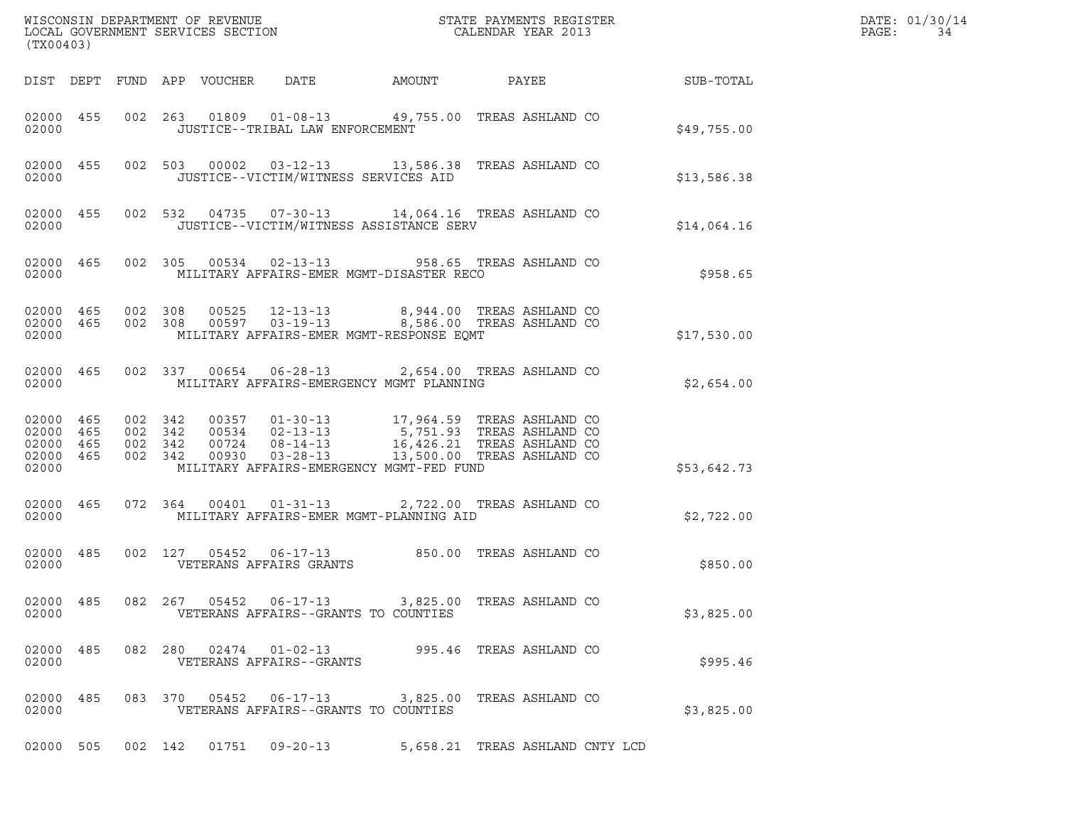WISCONSIN DEPARTMENT OF REVENUE
LOCAL GOVERNMENT SERVICES SECTION
(TX00403)

STATE PAYMENTS REGISTER
CALENDAR YEAR 2013

DATE: 01/30/14

| DIST | DEPT | FUND | APP | VOUCHER | DATE | AMOUNT | PAYEE | SUB-TOTAL |
|---|---|---|---|---|---|---|---|---|
| 02000 | 455 | 002 | 263 | 01809 | 01-08-13 | 49,755.00 | TREAS ASHLAND CO | |
| 02000 | | | | JUSTICE--TRIBAL LAW ENFORCEMENT | | | | $49,755.00 |
| 02000 | 455 | 002 | 503 | 00002 | 03-12-13 | 13,586.38 | TREAS ASHLAND CO | |
| 02000 | | | | JUSTICE--VICTIM/WITNESS SERVICES AID | | | | $13,586.38 |
| 02000 | 455 | 002 | 532 | 04735 | 07-30-13 | 14,064.16 | TREAS ASHLAND CO | |
| 02000 | | | | JUSTICE--VICTIM/WITNESS ASSISTANCE SERV | | | | $14,064.16 |
| 02000 | 465 | 002 | 305 | 00534 | 02-13-13 | 958.65 | TREAS ASHLAND CO | |
| 02000 | | | | MILITARY AFFAIRS-EMER MGMT-DISASTER RECO | | | | $958.65 |
| 02000 | 465 | 002 | 308 | 00525 | 12-13-13 | 8,944.00 | TREAS ASHLAND CO | |
| 02000 | 465 | 002 | 308 | 00597 | 03-19-13 | 8,586.00 | TREAS ASHLAND CO | |
| 02000 | | | | MILITARY AFFAIRS-EMER MGMT-RESPONSE EQMT | | | | $17,530.00 |
| 02000 | 465 | 002 | 337 | 00654 | 06-28-13 | 2,654.00 | TREAS ASHLAND CO | |
| 02000 | | | | MILITARY AFFAIRS-EMERGENCY MGMT PLANNING | | | | $2,654.00 |
| 02000 | 465 | 002 | 342 | 00357 | 01-30-13 | 17,964.59 | TREAS ASHLAND CO | |
| 02000 | 465 | 002 | 342 | 00534 | 02-13-13 | 5,751.93 | TREAS ASHLAND CO | |
| 02000 | 465 | 002 | 342 | 00724 | 08-14-13 | 16,426.21 | TREAS ASHLAND CO | |
| 02000 | 465 | 002 | 342 | 00930 | 03-28-13 | 13,500.00 | TREAS ASHLAND CO | |
| 02000 | | | | MILITARY AFFAIRS-EMERGENCY MGMT-FED FUND | | | | $53,642.73 |
| 02000 | 465 | 072 | 364 | 00401 | 01-31-13 | 2,722.00 | TREAS ASHLAND CO | |
| 02000 | | | | MILITARY AFFAIRS-EMER MGMT-PLANNING AID | | | | $2,722.00 |
| 02000 | 485 | 002 | 127 | 05452 | 06-17-13 | 850.00 | TREAS ASHLAND CO | |
| 02000 | | | | VETERANS AFFAIRS GRANTS | | | | $850.00 |
| 02000 | 485 | 082 | 267 | 05452 | 06-17-13 | 3,825.00 | TREAS ASHLAND CO | |
| 02000 | | | | VETERANS AFFAIRS--GRANTS TO COUNTIES | | | | $3,825.00 |
| 02000 | 485 | 082 | 280 | 02474 | 01-02-13 | 995.46 | TREAS ASHLAND CO | |
| 02000 | | | | VETERANS AFFAIRS--GRANTS | | | | $995.46 |
| 02000 | 485 | 083 | 370 | 05452 | 06-17-13 | 3,825.00 | TREAS ASHLAND CO | |
| 02000 | | | | VETERANS AFFAIRS--GRANTS TO COUNTIES | | | | $3,825.00 |
| 02000 | 505 | 002 | 142 | 01751 | 09-20-13 | 5,658.21 | TREAS ASHLAND CNTY LCD | |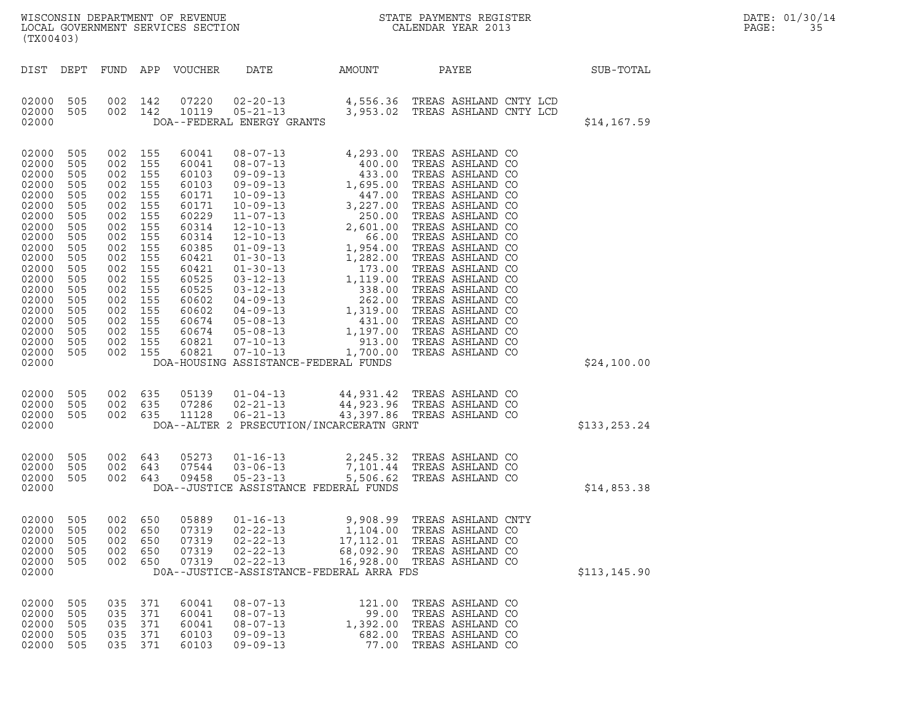WISCONSIN DEPARTMENT OF REVENUE
LOCAL GOVERNMENT SERVICES SECTION
(TX00403)

STATE PAYMENTS REGISTER
CALENDAR YEAR 2013

| DIST | DEPT | FUND | APP | VOUCHER | DATE | AMOUNT | PAYEE | SUB-TOTAL |
|---|---|---|---|---|---|---|---|---|
| 02000 | 505 | 002 | 142 | 07220 | 02-20-13 | 4,556.36 | TREAS ASHLAND CNTY LCD | |
| 02000 | 505 | 002 | 142 | 10119 | 05-21-13 | 3,953.02 | TREAS ASHLAND CNTY LCD | |
| 02000 | | | | | DOA--FEDERAL ENERGY GRANTS | | | $14,167.59 |
| 02000 | 505 | 002 | 155 | 60041 | 08-07-13 | 4,293.00 | TREAS ASHLAND CO | |
| 02000 | 505 | 002 | 155 | 60041 | 08-07-13 | 400.00 | TREAS ASHLAND CO | |
| 02000 | 505 | 002 | 155 | 60103 | 09-09-13 | 433.00 | TREAS ASHLAND CO | |
| 02000 | 505 | 002 | 155 | 60103 | 09-09-13 | 1,695.00 | TREAS ASHLAND CO | |
| 02000 | 505 | 002 | 155 | 60171 | 10-09-13 | 447.00 | TREAS ASHLAND CO | |
| 02000 | 505 | 002 | 155 | 60171 | 10-09-13 | 3,227.00 | TREAS ASHLAND CO | |
| 02000 | 505 | 002 | 155 | 60229 | 11-07-13 | 250.00 | TREAS ASHLAND CO | |
| 02000 | 505 | 002 | 155 | 60314 | 12-10-13 | 2,601.00 | TREAS ASHLAND CO | |
| 02000 | 505 | 002 | 155 | 60314 | 12-10-13 | 66.00 | TREAS ASHLAND CO | |
| 02000 | 505 | 002 | 155 | 60385 | 01-09-13 | 1,954.00 | TREAS ASHLAND CO | |
| 02000 | 505 | 002 | 155 | 60421 | 01-30-13 | 1,282.00 | TREAS ASHLAND CO | |
| 02000 | 505 | 002 | 155 | 60421 | 01-30-13 | 173.00 | TREAS ASHLAND CO | |
| 02000 | 505 | 002 | 155 | 60525 | 03-12-13 | 1,119.00 | TREAS ASHLAND CO | |
| 02000 | 505 | 002 | 155 | 60525 | 03-12-13 | 338.00 | TREAS ASHLAND CO | |
| 02000 | 505 | 002 | 155 | 60602 | 04-09-13 | 262.00 | TREAS ASHLAND CO | |
| 02000 | 505 | 002 | 155 | 60602 | 04-09-13 | 1,319.00 | TREAS ASHLAND CO | |
| 02000 | 505 | 002 | 155 | 60674 | 05-08-13 | 431.00 | TREAS ASHLAND CO | |
| 02000 | 505 | 002 | 155 | 60674 | 05-08-13 | 1,197.00 | TREAS ASHLAND CO | |
| 02000 | 505 | 002 | 155 | 60821 | 07-10-13 | 913.00 | TREAS ASHLAND CO | |
| 02000 | 505 | 002 | 155 | 60821 | 07-10-13 | 1,700.00 | TREAS ASHLAND CO | |
| 02000 | | | | | DOA-HOUSING ASSISTANCE-FEDERAL FUNDS | | | $24,100.00 |
| 02000 | 505 | 002 | 635 | 05139 | 01-04-13 | 44,931.42 | TREAS ASHLAND CO | |
| 02000 | 505 | 002 | 635 | 07286 | 02-21-13 | 44,923.96 | TREAS ASHLAND CO | |
| 02000 | 505 | 002 | 635 | 11128 | 06-21-13 | 43,397.86 | TREAS ASHLAND CO | |
| 02000 | | | | | DOA--ALTER 2 PRSECUTION/INCARCERATN GRNT | | | $133,253.24 |
| 02000 | 505 | 002 | 643 | 05273 | 01-16-13 | 2,245.32 | TREAS ASHLAND CO | |
| 02000 | 505 | 002 | 643 | 07544 | 03-06-13 | 7,101.44 | TREAS ASHLAND CO | |
| 02000 | 505 | 002 | 643 | 09458 | 05-23-13 | 5,506.62 | TREAS ASHLAND CO | |
| 02000 | | | | | DOA--JUSTICE ASSISTANCE FEDERAL FUNDS | | | $14,853.38 |
| 02000 | 505 | 002 | 650 | 05889 | 01-16-13 | 9,908.99 | TREAS ASHLAND CNTY | |
| 02000 | 505 | 002 | 650 | 07319 | 02-22-13 | 1,104.00 | TREAS ASHLAND CO | |
| 02000 | 505 | 002 | 650 | 07319 | 02-22-13 | 17,112.01 | TREAS ASHLAND CO | |
| 02000 | 505 | 002 | 650 | 07319 | 02-22-13 | 68,092.90 | TREAS ASHLAND CO | |
| 02000 | 505 | 002 | 650 | 07319 | 02-22-13 | 16,928.00 | TREAS ASHLAND CO | |
| 02000 | | | | | D0A--JUSTICE-ASSISTANCE-FEDERAL ARRA FDS | | | $113,145.90 |
| 02000 | 505 | 035 | 371 | 60041 | 08-07-13 | 121.00 | TREAS ASHLAND CO | |
| 02000 | 505 | 035 | 371 | 60041 | 08-07-13 | 99.00 | TREAS ASHLAND CO | |
| 02000 | 505 | 035 | 371 | 60041 | 08-07-13 | 1,392.00 | TREAS ASHLAND CO | |
| 02000 | 505 | 035 | 371 | 60103 | 09-09-13 | 682.00 | TREAS ASHLAND CO | |
| 02000 | 505 | 035 | 371 | 60103 | 09-09-13 | 77.00 | TREAS ASHLAND CO | |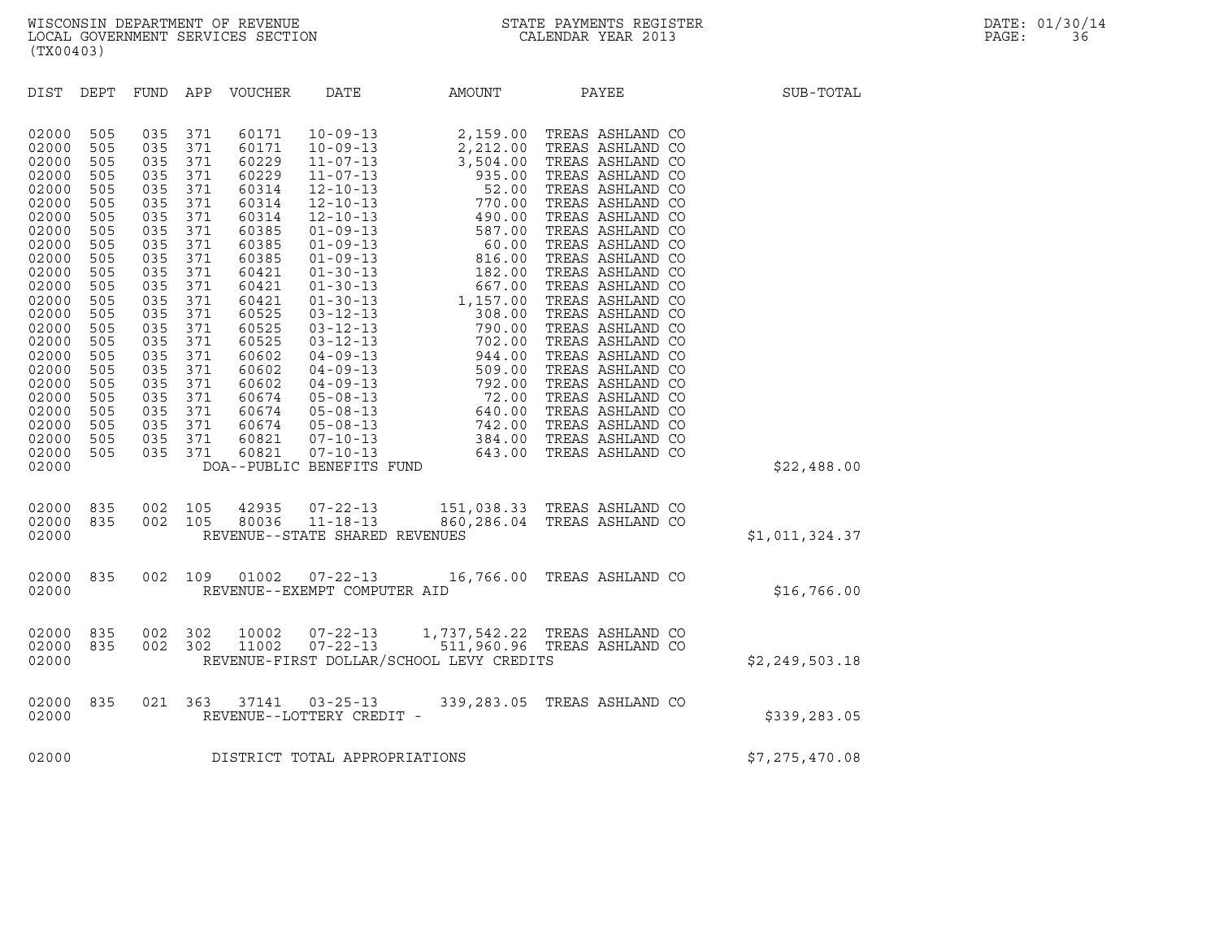WISCONSIN DEPARTMENT OF REVENUE
LOCAL GOVERNMENT SERVICES SECTION
(TX00403)

STATE PAYMENTS REGISTER
CALENDAR YEAR 2013

DATE: 01/30/14

| DIST | DEPT | FUND | APP | VOUCHER | DATE | AMOUNT | PAYEE | SUB-TOTAL |
|---|---|---|---|---|---|---|---|---|
| 02000 | 505 | 035 | 371 | 60171 | 10-09-13 | 2,159.00 | TREAS ASHLAND CO | |
| 02000 | 505 | 035 | 371 | 60171 | 10-09-13 | 2,212.00 | TREAS ASHLAND CO | |
| 02000 | 505 | 035 | 371 | 60229 | 11-07-13 | 3,504.00 | TREAS ASHLAND CO | |
| 02000 | 505 | 035 | 371 | 60229 | 11-07-13 | 935.00 | TREAS ASHLAND CO | |
| 02000 | 505 | 035 | 371 | 60314 | 12-10-13 | 52.00 | TREAS ASHLAND CO | |
| 02000 | 505 | 035 | 371 | 60314 | 12-10-13 | 770.00 | TREAS ASHLAND CO | |
| 02000 | 505 | 035 | 371 | 60314 | 12-10-13 | 490.00 | TREAS ASHLAND CO | |
| 02000 | 505 | 035 | 371 | 60385 | 01-09-13 | 587.00 | TREAS ASHLAND CO | |
| 02000 | 505 | 035 | 371 | 60385 | 01-09-13 | 60.00 | TREAS ASHLAND CO | |
| 02000 | 505 | 035 | 371 | 60385 | 01-09-13 | 816.00 | TREAS ASHLAND CO | |
| 02000 | 505 | 035 | 371 | 60421 | 01-30-13 | 182.00 | TREAS ASHLAND CO | |
| 02000 | 505 | 035 | 371 | 60421 | 01-30-13 | 667.00 | TREAS ASHLAND CO | |
| 02000 | 505 | 035 | 371 | 60421 | 01-30-13 | 1,157.00 | TREAS ASHLAND CO | |
| 02000 | 505 | 035 | 371 | 60525 | 03-12-13 | 308.00 | TREAS ASHLAND CO | |
| 02000 | 505 | 035 | 371 | 60525 | 03-12-13 | 790.00 | TREAS ASHLAND CO | |
| 02000 | 505 | 035 | 371 | 60525 | 03-12-13 | 702.00 | TREAS ASHLAND CO | |
| 02000 | 505 | 035 | 371 | 60602 | 04-09-13 | 944.00 | TREAS ASHLAND CO | |
| 02000 | 505 | 035 | 371 | 60602 | 04-09-13 | 509.00 | TREAS ASHLAND CO | |
| 02000 | 505 | 035 | 371 | 60602 | 04-09-13 | 792.00 | TREAS ASHLAND CO | |
| 02000 | 505 | 035 | 371 | 60674 | 05-08-13 | 72.00 | TREAS ASHLAND CO | |
| 02000 | 505 | 035 | 371 | 60674 | 05-08-13 | 640.00 | TREAS ASHLAND CO | |
| 02000 | 505 | 035 | 371 | 60674 | 05-08-13 | 742.00 | TREAS ASHLAND CO | |
| 02000 | 505 | 035 | 371 | 60821 | 07-10-13 | 384.00 | TREAS ASHLAND CO | |
| 02000 | 505 | 035 | 371 | 60821 | 07-10-13 | 643.00 | TREAS ASHLAND CO | |
| 02000 | | | | DOA--PUBLIC BENEFITS FUND | | | | $22,488.00 |
| 02000 | 835 | 002 | 105 | 42935 | 07-22-13 | 151,038.33 | TREAS ASHLAND CO | |
| 02000 | 835 | 002 | 105 | 80036 | 11-18-13 | 860,286.04 | TREAS ASHLAND CO | |
| 02000 | | | | REVENUE--STATE SHARED REVENUES | | | | $1,011,324.37 |
| 02000 | 835 | 002 | 109 | 01002 | 07-22-13 | 16,766.00 | TREAS ASHLAND CO | |
| 02000 | | | | REVENUE--EXEMPT COMPUTER AID | | | | $16,766.00 |
| 02000 | 835 | 002 | 302 | 10002 | 07-22-13 | 1,737,542.22 | TREAS ASHLAND CO | |
| 02000 | 835 | 002 | 302 | 11002 | 07-22-13 | 511,960.96 | TREAS ASHLAND CO | |
| 02000 | | | | REVENUE-FIRST DOLLAR/SCHOOL LEVY CREDITS | | | | $2,249,503.18 |
| 02000 | 835 | 021 | 363 | 37141 | 03-25-13 | 339,283.05 | TREAS ASHLAND CO | |
| 02000 | | | | REVENUE--LOTTERY CREDIT - | | | | $339,283.05 |
| 02000 | | | | DISTRICT TOTAL APPROPRIATIONS | | | | $7,275,470.08 |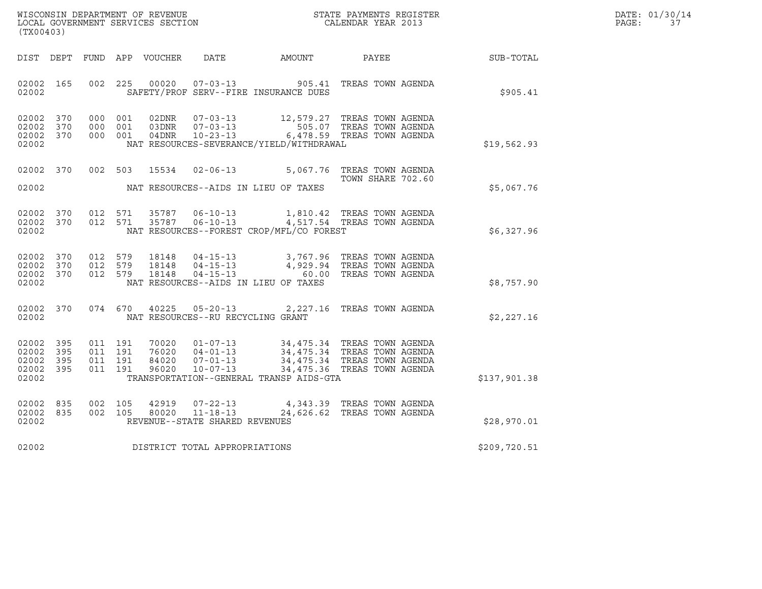WISCONSIN DEPARTMENT OF REVENUE
LOCAL GOVERNMENT SERVICES SECTION
(TX00403)

STATE PAYMENTS REGISTER
CALENDAR YEAR 2013

DATE: 01/30/14

| DIST | DEPT | FUND | APP | VOUCHER | DATE | AMOUNT | PAYEE | SUB-TOTAL |
|---|---|---|---|---|---|---|---|---|
| 02002 | 165 | 002 | 225 | 00020 | 07-03-13 | 905.41 | TREAS TOWN AGENDA | |
| 02002 | | | | | SAFETY/PROF SERV--FIRE INSURANCE DUES | | | $905.41 |
| 02002 | 370 | 000 | 001 | 02DNR | 07-03-13 | 12,579.27 | TREAS TOWN AGENDA | |
| 02002 | 370 | 000 | 001 | 03DNR | 07-03-13 | 505.07 | TREAS TOWN AGENDA | |
| 02002 | 370 | 000 | 001 | 04DNR | 10-23-13 | 6,478.59 | TREAS TOWN AGENDA | |
| 02002 | | | | | NAT RESOURCES-SEVERANCE/YIELD/WITHDRAWAL | | | $19,562.93 |
| 02002 | 370 | 002 | 503 | 15534 | 02-06-13 | 5,067.76 | TREAS TOWN AGENDA<br>TOWN SHARE 702.60 | |
| 02002 | | | | | NAT RESOURCES--AIDS IN LIEU OF TAXES | | | $5,067.76 |
| 02002 | 370 | 012 | 571 | 35787 | 06-10-13 | 1,810.42 | TREAS TOWN AGENDA | |
| 02002 | 370 | 012 | 571 | 35787 | 06-10-13 | 4,517.54 | TREAS TOWN AGENDA | |
| 02002 | | | | | NAT RESOURCES--FOREST CROP/MFL/CO FOREST | | | $6,327.96 |
| 02002 | 370 | 012 | 579 | 18148 | 04-15-13 | 3,767.96 | TREAS TOWN AGENDA | |
| 02002 | 370 | 012 | 579 | 18148 | 04-15-13 | 4,929.94 | TREAS TOWN AGENDA | |
| 02002 | 370 | 012 | 579 | 18148 | 04-15-13 | 60.00 | TREAS TOWN AGENDA | |
| 02002 | | | | | NAT RESOURCES--AIDS IN LIEU OF TAXES | | | $8,757.90 |
| 02002 | 370 | 074 | 670 | 40225 | 05-20-13 | 2,227.16 | TREAS TOWN AGENDA | |
| 02002 | | | | | NAT RESOURCES--RU RECYCLING GRANT | | | $2,227.16 |
| 02002 | 395 | 011 | 191 | 70020 | 01-07-13 | 34,475.34 | TREAS TOWN AGENDA | |
| 02002 | 395 | 011 | 191 | 76020 | 04-01-13 | 34,475.34 | TREAS TOWN AGENDA | |
| 02002 | 395 | 011 | 191 | 84020 | 07-01-13 | 34,475.34 | TREAS TOWN AGENDA | |
| 02002 | 395 | 011 | 191 | 96020 | 10-07-13 | 34,475.36 | TREAS TOWN AGENDA | |
| 02002 | | | | | TRANSPORTATION--GENERAL TRANSP AIDS-GTA | | | $137,901.38 |
| 02002 | 835 | 002 | 105 | 42919 | 07-22-13 | 4,343.39 | TREAS TOWN AGENDA | |
| 02002 | 835 | 002 | 105 | 80020 | 11-18-13 | 24,626.62 | TREAS TOWN AGENDA | |
| 02002 | | | | | REVENUE--STATE SHARED REVENUES | | | $28,970.01 |
| 02002 | | | | | DISTRICT TOTAL APPROPRIATIONS | | | $209,720.51 |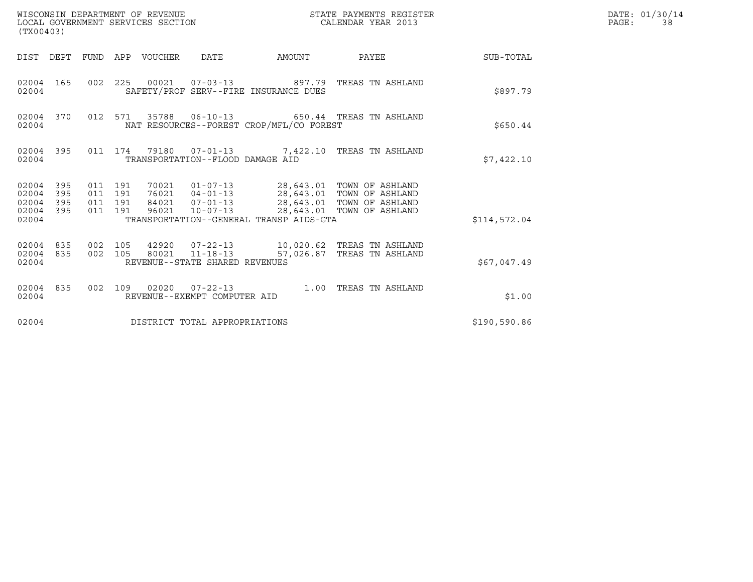WISCONSIN DEPARTMENT OF REVENUE
LOCAL GOVERNMENT SERVICES SECTION
(TX00403)

STATE PAYMENTS REGISTER
CALENDAR YEAR 2013

DATE: 01/30/14
PAGE: 38

| DIST | DEPT | FUND | APP | VOUCHER | DATE | AMOUNT | PAYEE | SUB-TOTAL |
|---|---|---|---|---|---|---|---|---|
| 02004 | 165 | 002 | 225 | 00021 | 07-03-13 | 897.79 | TREAS TN ASHLAND | |
| 02004 | | | | SAFETY/PROF SERV--FIRE INSURANCE DUES | | | | $897.79 |
| 02004 | 370 | 012 | 571 | 35788 | 06-10-13 | 650.44 | TREAS TN ASHLAND | |
| 02004 | | | | NAT RESOURCES--FOREST CROP/MFL/CO FOREST | | | | $650.44 |
| 02004 | 395 | 011 | 174 | 79180 | 07-01-13 | 7,422.10 | TREAS TN ASHLAND | |
| 02004 | | | | TRANSPORTATION--FLOOD DAMAGE AID | | | | $7,422.10 |
| 02004 | 395 | 011 | 191 | 70021 | 01-07-13 | 28,643.01 | TOWN OF ASHLAND | |
| 02004 | 395 | 011 | 191 | 76021 | 04-01-13 | 28,643.01 | TOWN OF ASHLAND | |
| 02004 | 395 | 011 | 191 | 84021 | 07-01-13 | 28,643.01 | TOWN OF ASHLAND | |
| 02004 | 395 | 011 | 191 | 96021 | 10-07-13 | 28,643.01 | TOWN OF ASHLAND | |
| 02004 | | | | TRANSPORTATION--GENERAL TRANSP AIDS-GTA | | | | $114,572.04 |
| 02004 | 835 | 002 | 105 | 42920 | 07-22-13 | 10,020.62 | TREAS TN ASHLAND | |
| 02004 | 835 | 002 | 105 | 80021 | 11-18-13 | 57,026.87 | TREAS TN ASHLAND | |
| 02004 | | | | REVENUE--STATE SHARED REVENUES | | | | $67,047.49 |
| 02004 | 835 | 002 | 109 | 02020 | 07-22-13 | 1.00 | TREAS TN ASHLAND | |
| 02004 | | | | REVENUE--EXEMPT COMPUTER AID | | | | $1.00 |
| 02004 | | | | DISTRICT TOTAL APPROPRIATIONS | | | | $190,590.86 |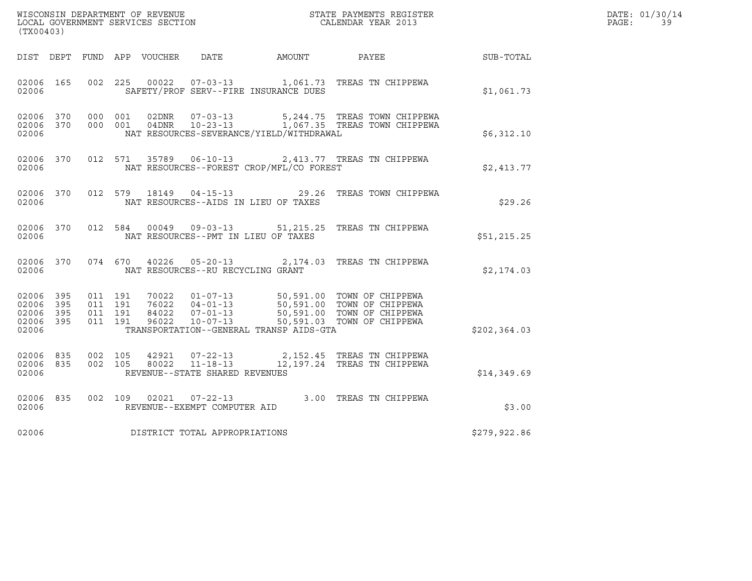WISCONSIN DEPARTMENT OF REVENUE
LOCAL GOVERNMENT SERVICES SECTION
(TX00403)

STATE PAYMENTS REGISTER
CALENDAR YEAR 2013

DATE: 01/30/14

| DIST | DEPT | FUND | APP | VOUCHER | DATE | AMOUNT | PAYEE | SUB-TOTAL |
|---|---|---|---|---|---|---|---|---|
| 02006 | 165 | 002 | 225 | 00022 | 07-03-13 | 1,061.73 | TREAS TN CHIPPEWA | |
| 02006 | | | | SAFETY/PROF SERV--FIRE INSURANCE DUES | | | | $1,061.73 |
| 02006 | 370 | 000 | 001 | 02DNR | 07-03-13 | 5,244.75 | TREAS TOWN CHIPPEWA | |
| 02006 | 370 | 000 | 001 | 04DNR | 10-23-13 | 1,067.35 | TREAS TOWN CHIPPEWA | |
| 02006 | | | | NAT RESOURCES-SEVERANCE/YIELD/WITHDRAWAL | | | | $6,312.10 |
| 02006 | 370 | 012 | 571 | 35789 | 06-10-13 | 2,413.77 | TREAS TN CHIPPEWA | |
| 02006 | | | | NAT RESOURCES--FOREST CROP/MFL/CO FOREST | | | | $2,413.77 |
| 02006 | 370 | 012 | 579 | 18149 | 04-15-13 | 29.26 | TREAS TOWN CHIPPEWA | |
| 02006 | | | | NAT RESOURCES--AIDS IN LIEU OF TAXES | | | | $29.26 |
| 02006 | 370 | 012 | 584 | 00049 | 09-03-13 | 51,215.25 | TREAS TN CHIPPEWA | |
| 02006 | | | | NAT RESOURCES--PMT IN LIEU OF TAXES | | | | $51,215.25 |
| 02006 | 370 | 074 | 670 | 40226 | 05-20-13 | 2,174.03 | TREAS TN CHIPPEWA | |
| 02006 | | | | NAT RESOURCES--RU RECYCLING GRANT | | | | $2,174.03 |
| 02006 | 395 | 011 | 191 | 70022 | 01-07-13 | 50,591.00 | TOWN OF CHIPPEWA | |
| 02006 | 395 | 011 | 191 | 76022 | 04-01-13 | 50,591.00 | TOWN OF CHIPPEWA | |
| 02006 | 395 | 011 | 191 | 84022 | 07-01-13 | 50,591.00 | TOWN OF CHIPPEWA | |
| 02006 | 395 | 011 | 191 | 96022 | 10-07-13 | 50,591.03 | TOWN OF CHIPPEWA | |
| 02006 | | | | TRANSPORTATION--GENERAL TRANSP AIDS-GTA | | | | $202,364.03 |
| 02006 | 835 | 002 | 105 | 42921 | 07-22-13 | 2,152.45 | TREAS TN CHIPPEWA | |
| 02006 | 835 | 002 | 105 | 80022 | 11-18-13 | 12,197.24 | TREAS TN CHIPPEWA | |
| 02006 | | | | REVENUE--STATE SHARED REVENUES | | | | $14,349.69 |
| 02006 | 835 | 002 | 109 | 02021 | 07-22-13 | 3.00 | TREAS TN CHIPPEWA | |
| 02006 | | | | REVENUE--EXEMPT COMPUTER AID | | | | $3.00 |
| 02006 | | | | DISTRICT TOTAL APPROPRIATIONS | | | | $279,922.86 |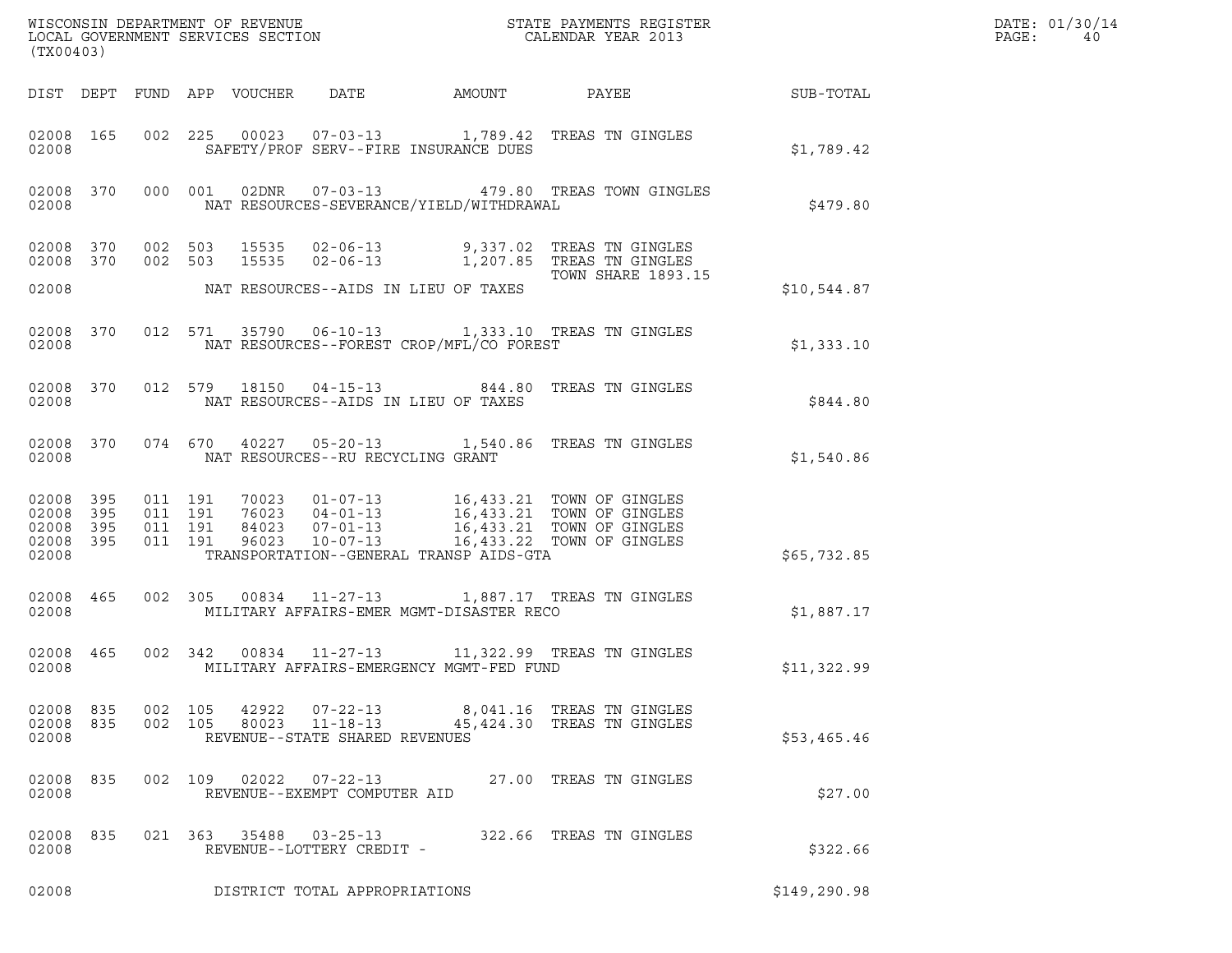WISCONSIN DEPARTMENT OF REVENUE
LOCAL GOVERNMENT SERVICES SECTION
(TX00403)

STATE PAYMENTS REGISTER
CALENDAR YEAR 2013

DATE: 01/30/14

| DIST | DEPT | FUND | APP | VOUCHER | DATE | AMOUNT | PAYEE | SUB-TOTAL |
|---|---|---|---|---|---|---|---|---|
| 02008 | 165 | 002 | 225 | 00023 | 07-03-13 | 1,789.42 | TREAS TN GINGLES | |
| 02008 | | | | SAFETY/PROF SERV--FIRE INSURANCE DUES | | | | $1,789.42 |
| 02008 | 370 | 000 | 001 | 02DNR | 07-03-13 | 479.80 | TREAS TOWN GINGLES | |
| 02008 | | | | NAT RESOURCES-SEVERANCE/YIELD/WITHDRAWAL | | | | $479.80 |
| 02008 | 370 | 002 | 503 | 15535 | 02-06-13 | 9,337.02 | TREAS TN GINGLES | |
| 02008 | 370 | 002 | 503 | 15535 | 02-06-13 | 1,207.85 | TREAS TN GINGLES TOWN SHARE 1893.15 | |
| 02008 | | | | NAT RESOURCES--AIDS IN LIEU OF TAXES | | | | $10,544.87 |
| 02008 | 370 | 012 | 571 | 35790 | 06-10-13 | 1,333.10 | TREAS TN GINGLES | |
| 02008 | | | | NAT RESOURCES--FOREST CROP/MFL/CO FOREST | | | | $1,333.10 |
| 02008 | 370 | 012 | 579 | 18150 | 04-15-13 | 844.80 | TREAS TN GINGLES | |
| 02008 | | | | NAT RESOURCES--AIDS IN LIEU OF TAXES | | | | $844.80 |
| 02008 | 370 | 074 | 670 | 40227 | 05-20-13 | 1,540.86 | TREAS TN GINGLES | |
| 02008 | | | | NAT RESOURCES--RU RECYCLING GRANT | | | | $1,540.86 |
| 02008 | 395 | 011 | 191 | 70023 | 01-07-13 | 16,433.21 | TOWN OF GINGLES | |
| 02008 | 395 | 011 | 191 | 76023 | 04-01-13 | 16,433.21 | TOWN OF GINGLES | |
| 02008 | 395 | 011 | 191 | 84023 | 07-01-13 | 16,433.21 | TOWN OF GINGLES | |
| 02008 | 395 | 011 | 191 | 96023 | 10-07-13 | 16,433.22 | TOWN OF GINGLES | |
| 02008 | | | | TRANSPORTATION--GENERAL TRANSP AIDS-GTA | | | | $65,732.85 |
| 02008 | 465 | 002 | 305 | 00834 | 11-27-13 | 1,887.17 | TREAS TN GINGLES | |
| 02008 | | | | MILITARY AFFAIRS-EMER MGMT-DISASTER RECO | | | | $1,887.17 |
| 02008 | 465 | 002 | 342 | 00834 | 11-27-13 | 11,322.99 | TREAS TN GINGLES | |
| 02008 | | | | MILITARY AFFAIRS-EMERGENCY MGMT-FED FUND | | | | $11,322.99 |
| 02008 | 835 | 002 | 105 | 42922 | 07-22-13 | 8,041.16 | TREAS TN GINGLES | |
| 02008 | 835 | 002 | 105 | 80023 | 11-18-13 | 45,424.30 | TREAS TN GINGLES | |
| 02008 | | | | REVENUE--STATE SHARED REVENUES | | | | $53,465.46 |
| 02008 | 835 | 002 | 109 | 02022 | 07-22-13 | 27.00 | TREAS TN GINGLES | |
| 02008 | | | | REVENUE--EXEMPT COMPUTER AID | | | | $27.00 |
| 02008 | 835 | 021 | 363 | 35488 | 03-25-13 | 322.66 | TREAS TN GINGLES | |
| 02008 | | | | REVENUE--LOTTERY CREDIT - | | | | $322.66 |
| 02008 | | | | DISTRICT TOTAL APPROPRIATIONS | | | | $149,290.98 |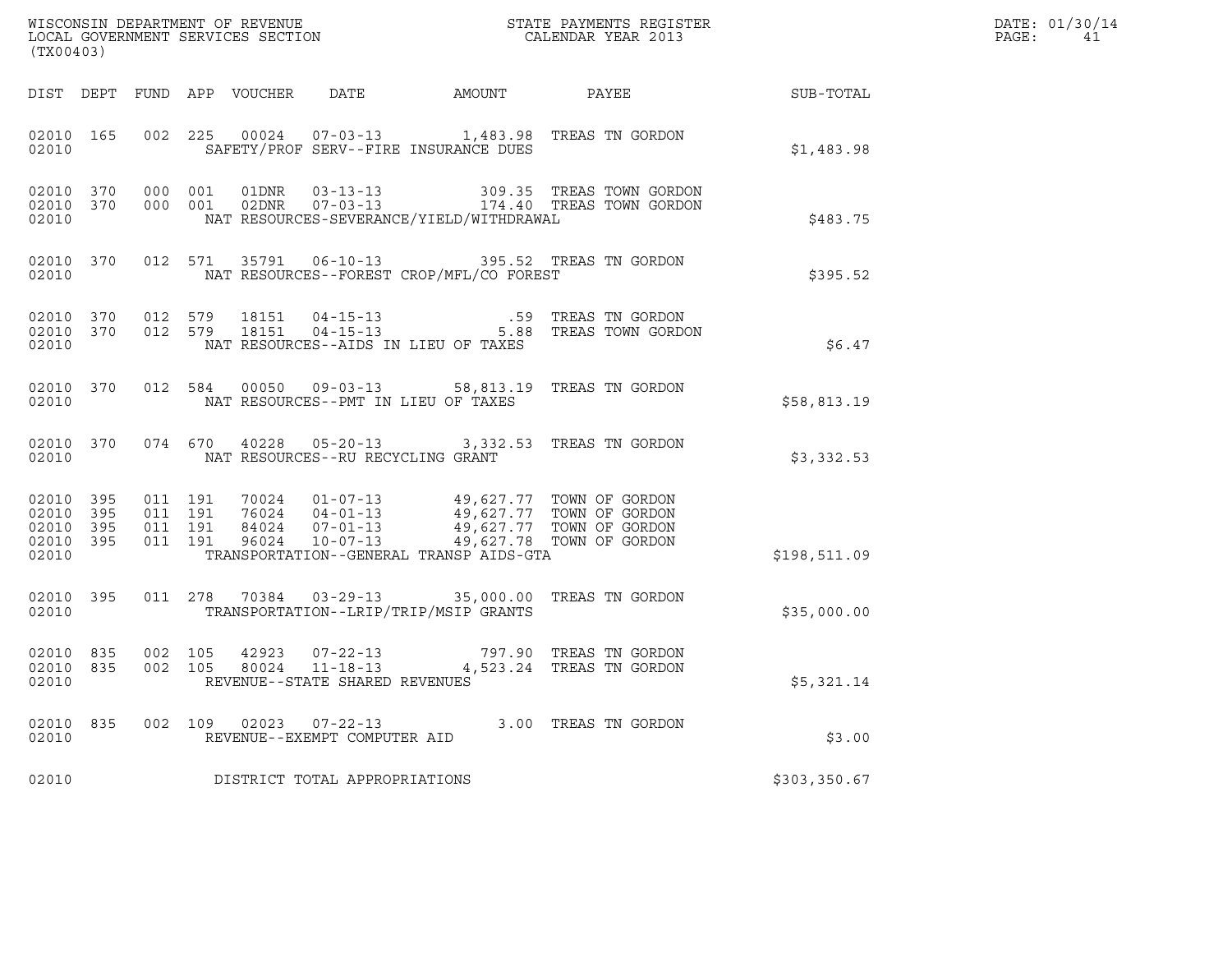WISCONSIN DEPARTMENT OF REVENUE
LOCAL GOVERNMENT SERVICES SECTION
(TX00403)

STATE PAYMENTS REGISTER
CALENDAR YEAR 2013

DATE: 01/30/14

| DIST | DEPT | FUND | APP | VOUCHER | DATE | AMOUNT | PAYEE | SUB-TOTAL |
|---|---|---|---|---|---|---|---|---|
| 02010 | 165 | 002 | 225 | 00024 | 07-03-13 | 1,483.98 | TREAS TN GORDON | |
| 02010 | | | | SAFETY/PROF SERV--FIRE INSURANCE DUES | | | | $1,483.98 |
| 02010 | 370 | 000 | 001 | 01DNR | 03-13-13 | 309.35 | TREAS TOWN GORDON | |
| 02010 | 370 | 000 | 001 | 02DNR | 07-03-13 | 174.40 | TREAS TOWN GORDON | |
| 02010 | | | | NAT RESOURCES-SEVERANCE/YIELD/WITHDRAWAL | | | | $483.75 |
| 02010 | 370 | 012 | 571 | 35791 | 06-10-13 | 395.52 | TREAS TN GORDON | |
| 02010 | | | | NAT RESOURCES--FOREST CROP/MFL/CO FOREST | | | | $395.52 |
| 02010 | 370 | 012 | 579 | 18151 | 04-15-13 | .59 | TREAS TN GORDON | |
| 02010 | 370 | 012 | 579 | 18151 | 04-15-13 | 5.88 | TREAS TOWN GORDON | |
| 02010 | | | | NAT RESOURCES--AIDS IN LIEU OF TAXES | | | | $6.47 |
| 02010 | 370 | 012 | 584 | 00050 | 09-03-13 | 58,813.19 | TREAS TN GORDON | |
| 02010 | | | | NAT RESOURCES--PMT IN LIEU OF TAXES | | | | $58,813.19 |
| 02010 | 370 | 074 | 670 | 40228 | 05-20-13 | 3,332.53 | TREAS TN GORDON | |
| 02010 | | | | NAT RESOURCES--RU RECYCLING GRANT | | | | $3,332.53 |
| 02010 | 395 | 011 | 191 | 70024 | 01-07-13 | 49,627.77 | TOWN OF GORDON | |
| 02010 | 395 | 011 | 191 | 76024 | 04-01-13 | 49,627.77 | TOWN OF GORDON | |
| 02010 | 395 | 011 | 191 | 84024 | 07-01-13 | 49,627.77 | TOWN OF GORDON | |
| 02010 | 395 | 011 | 191 | 96024 | 10-07-13 | 49,627.78 | TOWN OF GORDON | |
| 02010 | | | | TRANSPORTATION--GENERAL TRANSP AIDS-GTA | | | | $198,511.09 |
| 02010 | 395 | 011 | 278 | 70384 | 03-29-13 | 35,000.00 | TREAS TN GORDON | |
| 02010 | | | | TRANSPORTATION--LRIP/TRIP/MSIP GRANTS | | | | $35,000.00 |
| 02010 | 835 | 002 | 105 | 42923 | 07-22-13 | 797.90 | TREAS TN GORDON | |
| 02010 | 835 | 002 | 105 | 80024 | 11-18-13 | 4,523.24 | TREAS TN GORDON | |
| 02010 | | | | REVENUE--STATE SHARED REVENUES | | | | $5,321.14 |
| 02010 | 835 | 002 | 109 | 02023 | 07-22-13 | 3.00 | TREAS TN GORDON | |
| 02010 | | | | REVENUE--EXEMPT COMPUTER AID | | | | $3.00 |
| 02010 | | | | DISTRICT TOTAL APPROPRIATIONS | | | | $303,350.67 |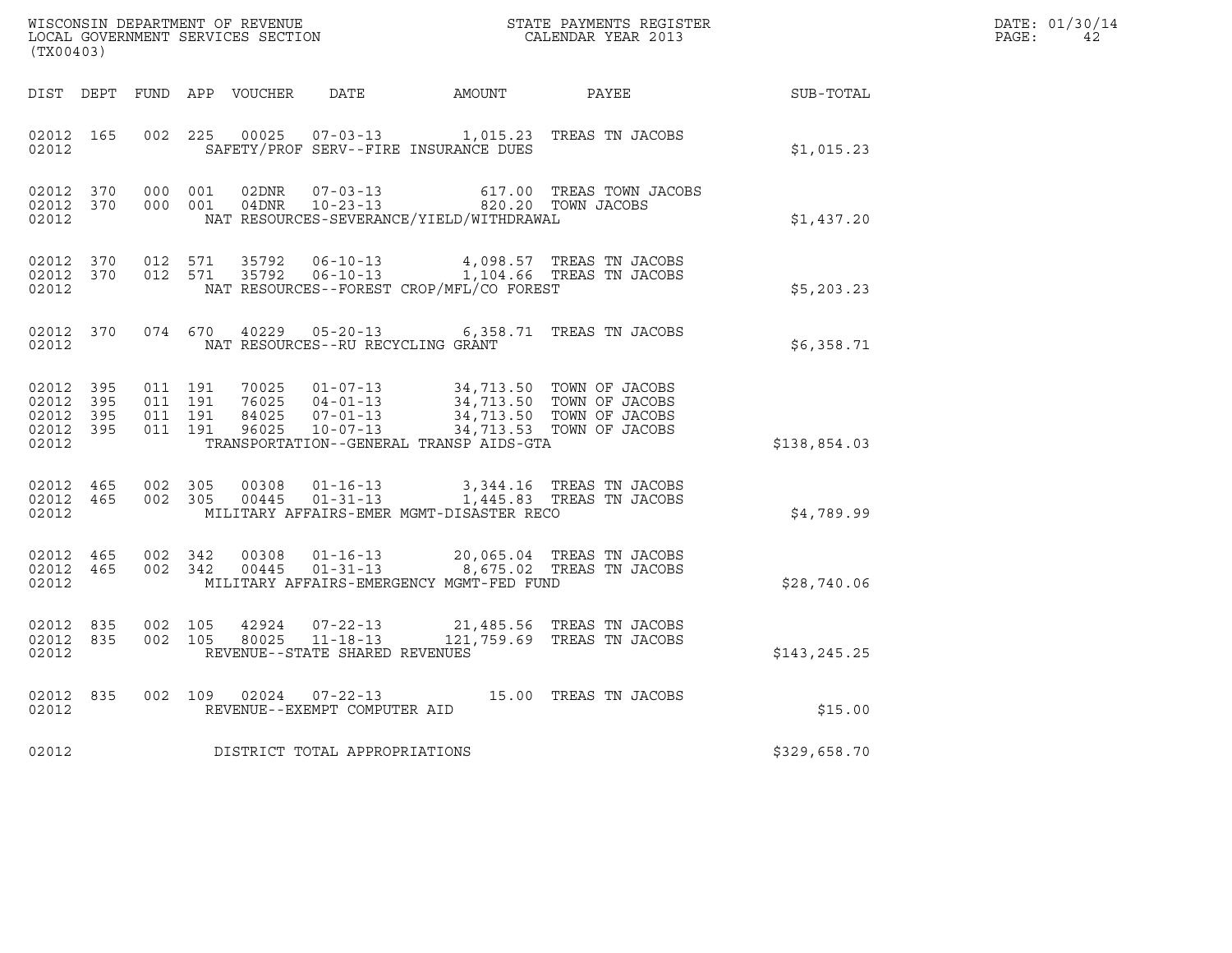WISCONSIN DEPARTMENT OF REVENUE
LOCAL GOVERNMENT SERVICES SECTION
(TX00403)

STATE PAYMENTS REGISTER
CALENDAR YEAR 2013

DATE: 01/30/14

| DIST | DEPT | FUND | APP | VOUCHER | DATE | AMOUNT | PAYEE | SUB-TOTAL |
|---|---|---|---|---|---|---|---|---|
| 02012 | 165 | 002 | 225 | 00025 | 07-03-13 | 1,015.23 | TREAS TN JACOBS | |
| 02012 | | | | SAFETY/PROF SERV--FIRE INSURANCE DUES | | | | $1,015.23 |
| 02012 | 370 | 000 | 001 | 02DNR | 07-03-13 | 617.00 | TREAS TOWN JACOBS | |
| 02012 | 370 | 000 | 001 | 04DNR | 10-23-13 | 820.20 | TOWN JACOBS | |
| 02012 | | | | NAT RESOURCES-SEVERANCE/YIELD/WITHDRAWAL | | | | $1,437.20 |
| 02012 | 370 | 012 | 571 | 35792 | 06-10-13 | 4,098.57 | TREAS TN JACOBS | |
| 02012 | 370 | 012 | 571 | 35792 | 06-10-13 | 1,104.66 | TREAS TN JACOBS | |
| 02012 | | | | NAT RESOURCES--FOREST CROP/MFL/CO FOREST | | | | $5,203.23 |
| 02012 | 370 | 074 | 670 | 40229 | 05-20-13 | 6,358.71 | TREAS TN JACOBS | |
| 02012 | | | | NAT RESOURCES--RU RECYCLING GRANT | | | | $6,358.71 |
| 02012 | 395 | 011 | 191 | 70025 | 01-07-13 | 34,713.50 | TOWN OF JACOBS | |
| 02012 | 395 | 011 | 191 | 76025 | 04-01-13 | 34,713.50 | TOWN OF JACOBS | |
| 02012 | 395 | 011 | 191 | 84025 | 07-01-13 | 34,713.50 | TOWN OF JACOBS | |
| 02012 | 395 | 011 | 191 | 96025 | 10-07-13 | 34,713.53 | TOWN OF JACOBS | |
| 02012 | | | | TRANSPORTATION--GENERAL TRANSP AIDS-GTA | | | | $138,854.03 |
| 02012 | 465 | 002 | 305 | 00308 | 01-16-13 | 3,344.16 | TREAS TN JACOBS | |
| 02012 | 465 | 002 | 305 | 00445 | 01-31-13 | 1,445.83 | TREAS TN JACOBS | |
| 02012 | | | | MILITARY AFFAIRS-EMER MGMT-DISASTER RECO | | | | $4,789.99 |
| 02012 | 465 | 002 | 342 | 00308 | 01-16-13 | 20,065.04 | TREAS TN JACOBS | |
| 02012 | 465 | 002 | 342 | 00445 | 01-31-13 | 8,675.02 | TREAS TN JACOBS | |
| 02012 | | | | MILITARY AFFAIRS-EMERGENCY MGMT-FED FUND | | | | $28,740.06 |
| 02012 | 835 | 002 | 105 | 42924 | 07-22-13 | 21,485.56 | TREAS TN JACOBS | |
| 02012 | 835 | 002 | 105 | 80025 | 11-18-13 | 121,759.69 | TREAS TN JACOBS | |
| 02012 | | | | REVENUE--STATE SHARED REVENUES | | | | $143,245.25 |
| 02012 | 835 | 002 | 109 | 02024 | 07-22-13 | 15.00 | TREAS TN JACOBS | |
| 02012 | | | | REVENUE--EXEMPT COMPUTER AID | | | | $15.00 |
| 02012 | | | | DISTRICT TOTAL APPROPRIATIONS | | | | $329,658.70 |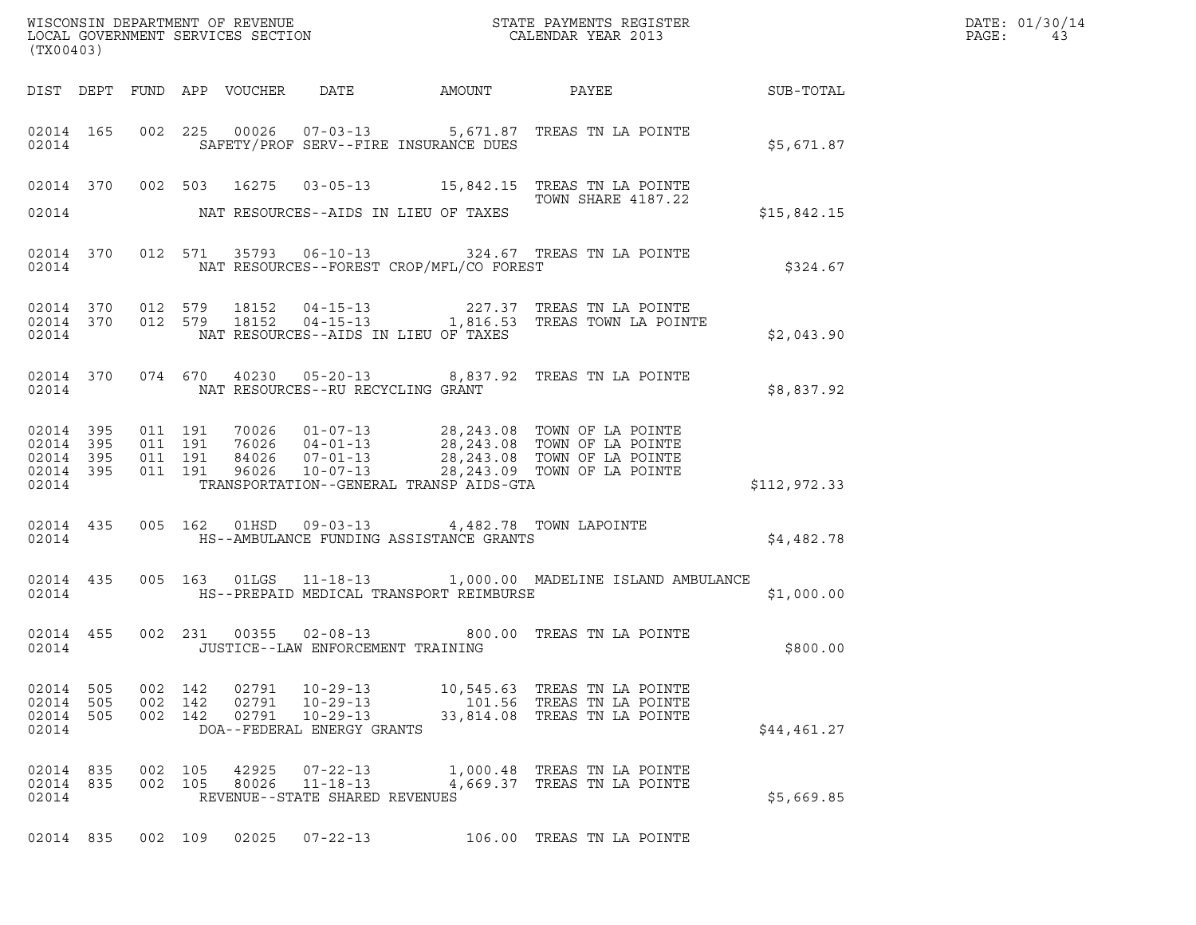WISCONSIN DEPARTMENT OF REVENUE
LOCAL GOVERNMENT SERVICES SECTION
(TX00403)

STATE PAYMENTS REGISTER
CALENDAR YEAR 2013

DATE: 01/30/14

| DIST | DEPT | FUND | APP | VOUCHER | DATE | AMOUNT | PAYEE | SUB-TOTAL |
|---|---|---|---|---|---|---|---|---|
| 02014 | 165 | 002 | 225 | 00026 | 07-03-13 | 5,671.87 | TREAS TN LA POINTE | |
| 02014 | | | | SAFETY/PROF SERV--FIRE INSURANCE DUES | | | | $5,671.87 |
| 02014 | 370 | 002 | 503 | 16275 | 03-05-13 | 15,842.15 | TREAS TN LA POINTE TOWN SHARE 4187.22 | |
| 02014 | | | | NAT RESOURCES--AIDS IN LIEU OF TAXES | | | | $15,842.15 |
| 02014 | 370 | 012 | 571 | 35793 | 06-10-13 | 324.67 | TREAS TN LA POINTE | |
| 02014 | | | | NAT RESOURCES--FOREST CROP/MFL/CO FOREST | | | | $324.67 |
| 02014 | 370 | 012 | 579 | 18152 | 04-15-13 | 227.37 | TREAS TN LA POINTE | |
| 02014 | 370 | 012 | 579 | 18152 | 04-15-13 | 1,816.53 | TREAS TOWN LA POINTE | |
| 02014 | | | | NAT RESOURCES--AIDS IN LIEU OF TAXES | | | | $2,043.90 |
| 02014 | 370 | 074 | 670 | 40230 | 05-20-13 | 8,837.92 | TREAS TN LA POINTE | |
| 02014 | | | | NAT RESOURCES--RU RECYCLING GRANT | | | | $8,837.92 |
| 02014 | 395 | 011 | 191 | 70026 | 01-07-13 | 28,243.08 | TOWN OF LA POINTE | |
| 02014 | 395 | 011 | 191 | 76026 | 04-01-13 | 28,243.08 | TOWN OF LA POINTE | |
| 02014 | 395 | 011 | 191 | 84026 | 07-01-13 | 28,243.08 | TOWN OF LA POINTE | |
| 02014 | 395 | 011 | 191 | 96026 | 10-07-13 | 28,243.09 | TOWN OF LA POINTE | |
| 02014 | | | | TRANSPORTATION--GENERAL TRANSP AIDS-GTA | | | | $112,972.33 |
| 02014 | 435 | 005 | 162 | 01HSD | 09-03-13 | 4,482.78 | TOWN LAPOINTE | |
| 02014 | | | | HS--AMBULANCE FUNDING ASSISTANCE GRANTS | | | | $4,482.78 |
| 02014 | 435 | 005 | 163 | 01LGS | 11-18-13 | 1,000.00 | MADELINE ISLAND AMBULANCE | |
| 02014 | | | | HS--PREPAID MEDICAL TRANSPORT REIMBURSE | | | | $1,000.00 |
| 02014 | 455 | 002 | 231 | 00355 | 02-08-13 | 800.00 | TREAS TN LA POINTE | |
| 02014 | | | | JUSTICE--LAW ENFORCEMENT TRAINING | | | | $800.00 |
| 02014 | 505 | 002 | 142 | 02791 | 10-29-13 | 10,545.63 | TREAS TN LA POINTE | |
| 02014 | 505 | 002 | 142 | 02791 | 10-29-13 | 101.56 | TREAS TN LA POINTE | |
| 02014 | 505 | 002 | 142 | 02791 | 10-29-13 | 33,814.08 | TREAS TN LA POINTE | |
| 02014 | | | | DOA--FEDERAL ENERGY GRANTS | | | | $44,461.27 |
| 02014 | 835 | 002 | 105 | 42925 | 07-22-13 | 1,000.48 | TREAS TN LA POINTE | |
| 02014 | 835 | 002 | 105 | 80026 | 11-18-13 | 4,669.37 | TREAS TN LA POINTE | |
| 02014 | | | | REVENUE--STATE SHARED REVENUES | | | | $5,669.85 |
| 02014 | 835 | 002 | 109 | 02025 | 07-22-13 | 106.00 | TREAS TN LA POINTE | |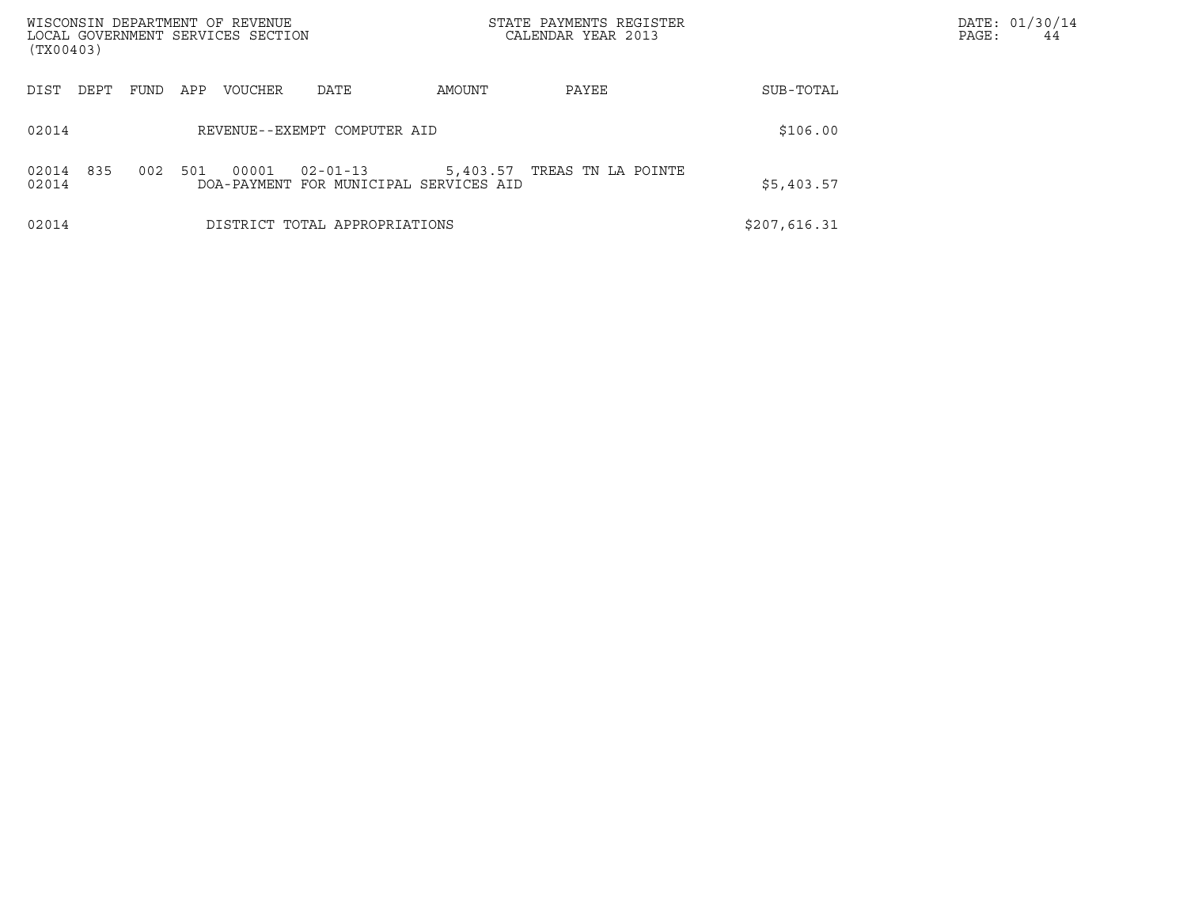| DIST | DEPT | FUND | APP | VOUCHER | DATE | AMOUNT | PAYEE | SUB-TOTAL |
|---|---|---|---|---|---|---|---|---|
| 02014 | | | | REVENUE--EXEMPT COMPUTER AID | | | | $106.00 |
| 02014 | 835 | 002 | 501 | 00001 | 02-01-13 | 5,403.57 | TREAS TN LA POINTE | |
| 02014 | | | | DOA-PAYMENT FOR MUNICIPAL SERVICES AID | | | | $5,403.57 |
| 02014 | | | | DISTRICT TOTAL APPROPRIATIONS | | | | $207,616.31 |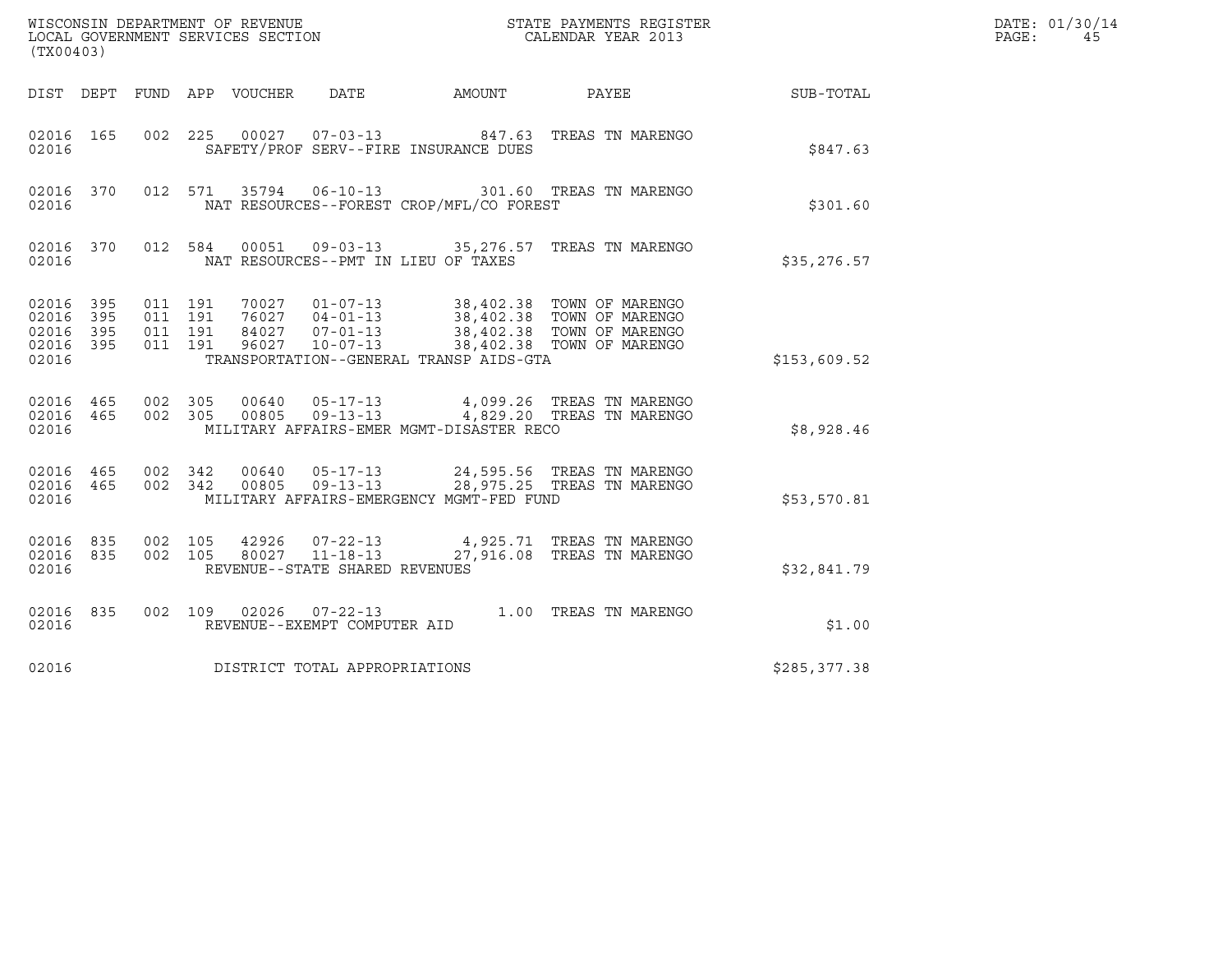WISCONSIN DEPARTMENT OF REVENUE
LOCAL GOVERNMENT SERVICES SECTION
(TX00403)

STATE PAYMENTS REGISTER
CALENDAR YEAR 2013

DATE: 01/30/14
PAGE: 45

| DIST | DEPT | FUND | APP | VOUCHER | DATE | AMOUNT | PAYEE | SUB-TOTAL |
|---|---|---|---|---|---|---|---|---|
| 02016 | 165 | 002 | 225 | 00027 | 07-03-13 | 847.63 | TREAS TN MARENGO | |
| 02016 | | | | | SAFETY/PROF SERV--FIRE INSURANCE DUES | | | $847.63 |
| 02016 | 370 | 012 | 571 | 35794 | 06-10-13 | 301.60 | TREAS TN MARENGO | |
| 02016 | | | | | NAT RESOURCES--FOREST CROP/MFL/CO FOREST | | | $301.60 |
| 02016 | 370 | 012 | 584 | 00051 | 09-03-13 | 35,276.57 | TREAS TN MARENGO | |
| 02016 | | | | | NAT RESOURCES--PMT IN LIEU OF TAXES | | | $35,276.57 |
| 02016 | 395 | 011 | 191 | 70027 | 01-07-13 | 38,402.38 | TOWN OF MARENGO | |
| 02016 | 395 | 011 | 191 | 76027 | 04-01-13 | 38,402.38 | TOWN OF MARENGO | |
| 02016 | 395 | 011 | 191 | 84027 | 07-01-13 | 38,402.38 | TOWN OF MARENGO | |
| 02016 | 395 | 011 | 191 | 96027 | 10-07-13 | 38,402.38 | TOWN OF MARENGO | |
| 02016 | | | | | TRANSPORTATION--GENERAL TRANSP AIDS-GTA | | | $153,609.52 |
| 02016 | 465 | 002 | 305 | 00640 | 05-17-13 | 4,099.26 | TREAS TN MARENGO | |
| 02016 | 465 | 002 | 305 | 00805 | 09-13-13 | 4,829.20 | TREAS TN MARENGO | |
| 02016 | | | | | MILITARY AFFAIRS-EMER MGMT-DISASTER RECO | | | $8,928.46 |
| 02016 | 465 | 002 | 342 | 00640 | 05-17-13 | 24,595.56 | TREAS TN MARENGO | |
| 02016 | 465 | 002 | 342 | 00805 | 09-13-13 | 28,975.25 | TREAS TN MARENGO | |
| 02016 | | | | | MILITARY AFFAIRS-EMERGENCY MGMT-FED FUND | | | $53,570.81 |
| 02016 | 835 | 002 | 105 | 42926 | 07-22-13 | 4,925.71 | TREAS TN MARENGO | |
| 02016 | 835 | 002 | 105 | 80027 | 11-18-13 | 27,916.08 | TREAS TN MARENGO | |
| 02016 | | | | | REVENUE--STATE SHARED REVENUES | | | $32,841.79 |
| 02016 | 835 | 002 | 109 | 02026 | 07-22-13 | 1.00 | TREAS TN MARENGO | |
| 02016 | | | | | REVENUE--EXEMPT COMPUTER AID | | | $1.00 |
| 02016 | | | | | DISTRICT TOTAL APPROPRIATIONS | | | $285,377.38 |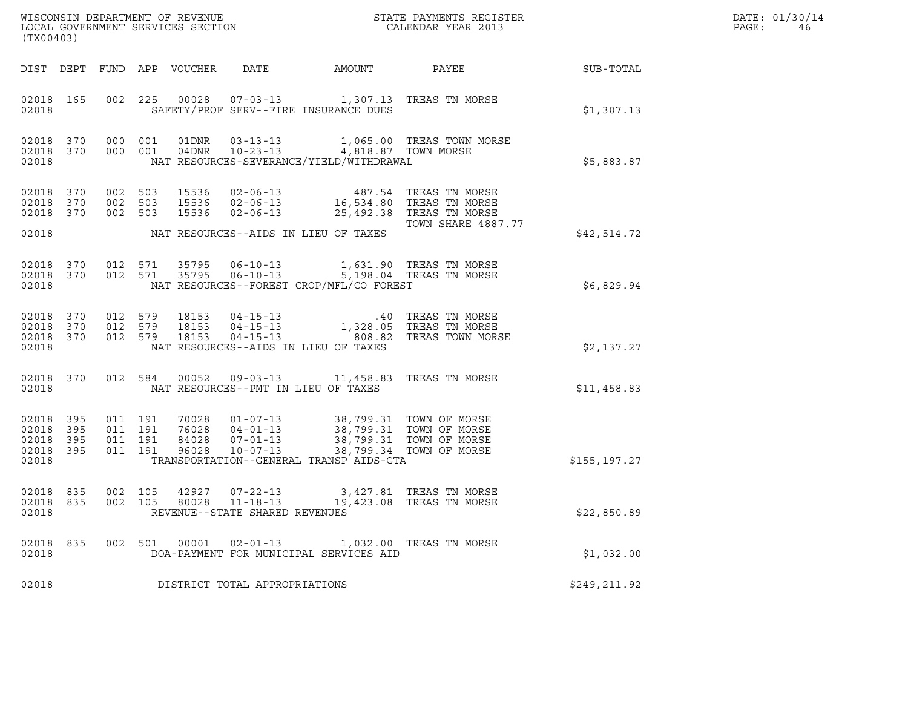WISCONSIN DEPARTMENT OF REVENUE
LOCAL GOVERNMENT SERVICES SECTION
(TX00403)

STATE PAYMENTS REGISTER
CALENDAR YEAR 2013

DATE: 01/30/14

| DIST | DEPT | FUND | APP | VOUCHER | DATE | AMOUNT | PAYEE | SUB-TOTAL |
|---|---|---|---|---|---|---|---|---|
| 02018 | 165 | 002 | 225 | 00028 | 07-03-13 | 1,307.13 | TREAS TN MORSE | |
| 02018 | | | | | SAFETY/PROF SERV--FIRE INSURANCE DUES | | | $1,307.13 |
| 02018 | 370 | 000 | 001 | 01DNR | 03-13-13 | 1,065.00 | TREAS TOWN MORSE | |
| 02018 | 370 | 000 | 001 | 04DNR | 10-23-13 | 4,818.87 | TOWN MORSE | |
| 02018 | | | | | NAT RESOURCES-SEVERANCE/YIELD/WITHDRAWAL | | | $5,883.87 |
| 02018 | 370 | 002 | 503 | 15536 | 02-06-13 | 487.54 | TREAS TN MORSE | |
| 02018 | 370 | 002 | 503 | 15536 | 02-06-13 | 16,534.80 | TREAS TN MORSE | |
| 02018 | 370 | 002 | 503 | 15536 | 02-06-13 | 25,492.38 | TREAS TN MORSE TOWN SHARE 4887.77 | |
| 02018 | | | | | NAT RESOURCES--AIDS IN LIEU OF TAXES | | | $42,514.72 |
| 02018 | 370 | 012 | 571 | 35795 | 06-10-13 | 1,631.90 | TREAS TN MORSE | |
| 02018 | 370 | 012 | 571 | 35795 | 06-10-13 | 5,198.04 | TREAS TN MORSE | |
| 02018 | | | | | NAT RESOURCES--FOREST CROP/MFL/CO FOREST | | | $6,829.94 |
| 02018 | 370 | 012 | 579 | 18153 | 04-15-13 | .40 | TREAS TN MORSE | |
| 02018 | 370 | 012 | 579 | 18153 | 04-15-13 | 1,328.05 | TREAS TN MORSE | |
| 02018 | 370 | 012 | 579 | 18153 | 04-15-13 | 808.82 | TREAS TOWN MORSE | |
| 02018 | | | | | NAT RESOURCES--AIDS IN LIEU OF TAXES | | | $2,137.27 |
| 02018 | 370 | 012 | 584 | 00052 | 09-03-13 | 11,458.83 | TREAS TN MORSE | |
| 02018 | | | | | NAT RESOURCES--PMT IN LIEU OF TAXES | | | $11,458.83 |
| 02018 | 395 | 011 | 191 | 70028 | 01-07-13 | 38,799.31 | TOWN OF MORSE | |
| 02018 | 395 | 011 | 191 | 76028 | 04-01-13 | 38,799.31 | TOWN OF MORSE | |
| 02018 | 395 | 011 | 191 | 84028 | 07-01-13 | 38,799.31 | TOWN OF MORSE | |
| 02018 | 395 | 011 | 191 | 96028 | 10-07-13 | 38,799.34 | TOWN OF MORSE | |
| 02018 | | | | | TRANSPORTATION--GENERAL TRANSP AIDS-GTA | | | $155,197.27 |
| 02018 | 835 | 002 | 105 | 42927 | 07-22-13 | 3,427.81 | TREAS TN MORSE | |
| 02018 | 835 | 002 | 105 | 80028 | 11-18-13 | 19,423.08 | TREAS TN MORSE | |
| 02018 | | | | | REVENUE--STATE SHARED REVENUES | | | $22,850.89 |
| 02018 | 835 | 002 | 501 | 00001 | 02-01-13 | 1,032.00 | TREAS TN MORSE | |
| 02018 | | | | | DOA-PAYMENT FOR MUNICIPAL SERVICES AID | | | $1,032.00 |
| 02018 | | | | | DISTRICT TOTAL APPROPRIATIONS | | | $249,211.92 |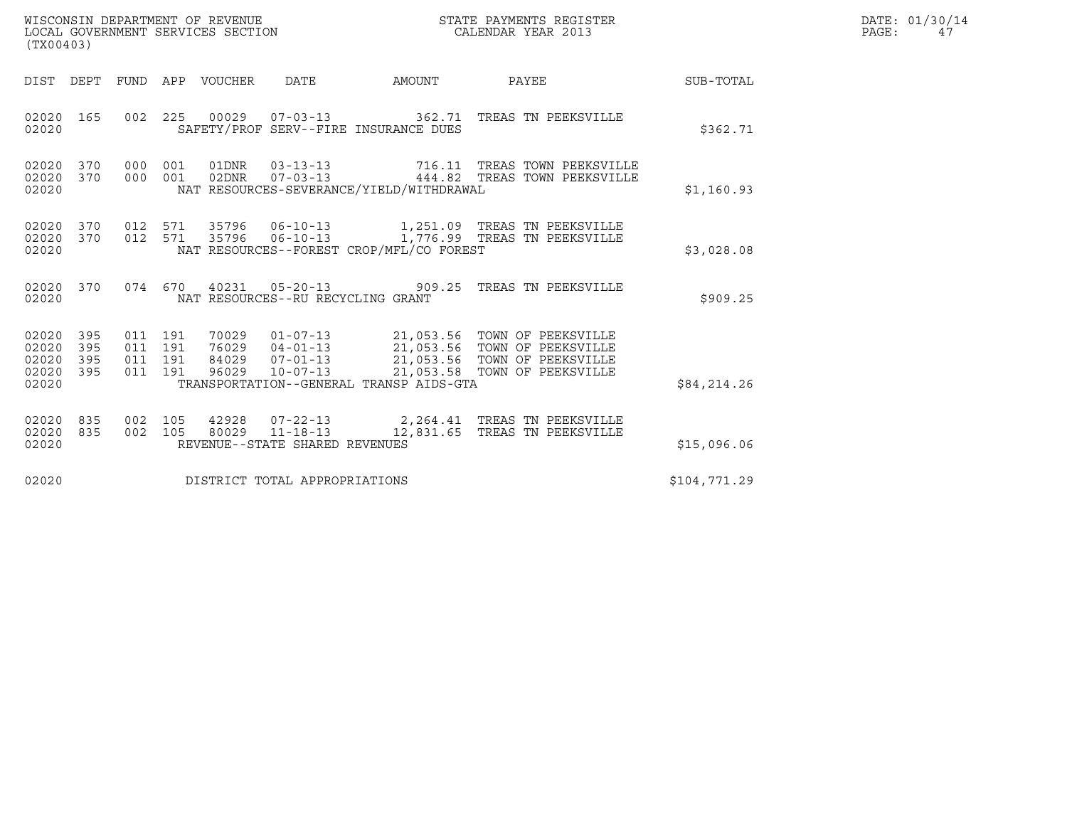WISCONSIN DEPARTMENT OF REVENUE
LOCAL GOVERNMENT SERVICES SECTION
(TX00403)

STATE PAYMENTS REGISTER
CALENDAR YEAR 2013

DATE: 01/30/14
PAGE: 47

| DIST | DEPT | FUND | APP | VOUCHER | DATE | AMOUNT | PAYEE | SUB-TOTAL |
|---|---|---|---|---|---|---|---|---|
| 02020 | 165 | 002 | 225 | 00029 | 07-03-13 | 362.71 | TREAS TN PEEKSVILLE | |
| 02020 | | | | SAFETY/PROF SERV--FIRE INSURANCE DUES | | | | $362.71 |
| 02020 | 370 | 000 | 001 | 01DNR | 03-13-13 | 716.11 | TREAS TOWN PEEKSVILLE | |
| 02020 | 370 | 000 | 001 | 02DNR | 07-03-13 | 444.82 | TREAS TOWN PEEKSVILLE | |
| 02020 | | | | NAT RESOURCES-SEVERANCE/YIELD/WITHDRAWAL | | | | $1,160.93 |
| 02020 | 370 | 012 | 571 | 35796 | 06-10-13 | 1,251.09 | TREAS TN PEEKSVILLE | |
| 02020 | 370 | 012 | 571 | 35796 | 06-10-13 | 1,776.99 | TREAS TN PEEKSVILLE | |
| 02020 | | | | NAT RESOURCES--FOREST CROP/MFL/CO FOREST | | | | $3,028.08 |
| 02020 | 370 | 074 | 670 | 40231 | 05-20-13 | 909.25 | TREAS TN PEEKSVILLE | |
| 02020 | | | | NAT RESOURCES--RU RECYCLING GRANT | | | | $909.25 |
| 02020 | 395 | 011 | 191 | 70029 | 01-07-13 | 21,053.56 | TOWN OF PEEKSVILLE | |
| 02020 | 395 | 011 | 191 | 76029 | 04-01-13 | 21,053.56 | TOWN OF PEEKSVILLE | |
| 02020 | 395 | 011 | 191 | 84029 | 07-01-13 | 21,053.56 | TOWN OF PEEKSVILLE | |
| 02020 | 395 | 011 | 191 | 96029 | 10-07-13 | 21,053.58 | TOWN OF PEEKSVILLE | |
| 02020 | | | | TRANSPORTATION--GENERAL TRANSP AIDS-GTA | | | | $84,214.26 |
| 02020 | 835 | 002 | 105 | 42928 | 07-22-13 | 2,264.41 | TREAS TN PEEKSVILLE | |
| 02020 | 835 | 002 | 105 | 80029 | 11-18-13 | 12,831.65 | TREAS TN PEEKSVILLE | |
| 02020 | | | | REVENUE--STATE SHARED REVENUES | | | | $15,096.06 |
| 02020 | | | | DISTRICT TOTAL APPROPRIATIONS | | | | $104,771.29 |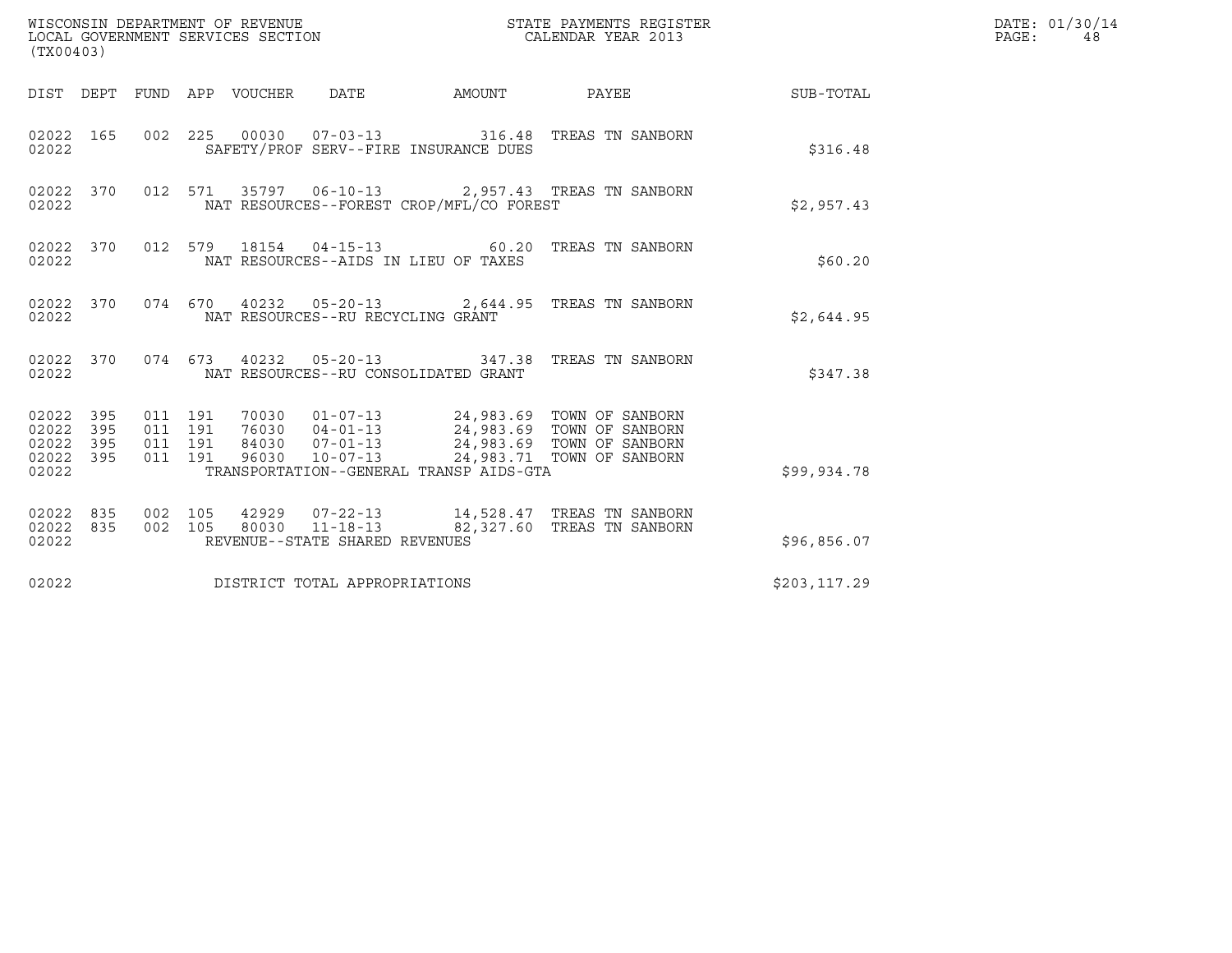WISCONSIN DEPARTMENT OF REVENUE
LOCAL GOVERNMENT SERVICES SECTION
(TX00403)

STATE PAYMENTS REGISTER
CALENDAR YEAR 2013

DATE: 01/30/14

| DIST | DEPT | FUND | APP | VOUCHER | DATE | AMOUNT | PAYEE | SUB-TOTAL |
|---|---|---|---|---|---|---|---|---|
| 02022 | 165 | 002 | 225 | 00030 | 07-03-13 | 316.48 | TREAS TN SANBORN | |
| 02022 | | | | | SAFETY/PROF SERV--FIRE INSURANCE DUES | | | $316.48 |
| 02022 | 370 | 012 | 571 | 35797 | 06-10-13 | 2,957.43 | TREAS TN SANBORN | |
| 02022 | | | | | NAT RESOURCES--FOREST CROP/MFL/CO FOREST | | | $2,957.43 |
| 02022 | 370 | 012 | 579 | 18154 | 04-15-13 | 60.20 | TREAS TN SANBORN | |
| 02022 | | | | | NAT RESOURCES--AIDS IN LIEU OF TAXES | | | $60.20 |
| 02022 | 370 | 074 | 670 | 40232 | 05-20-13 | 2,644.95 | TREAS TN SANBORN | |
| 02022 | | | | | NAT RESOURCES--RU RECYCLING GRANT | | | $2,644.95 |
| 02022 | 370 | 074 | 673 | 40232 | 05-20-13 | 347.38 | TREAS TN SANBORN | |
| 02022 | | | | | NAT RESOURCES--RU CONSOLIDATED GRANT | | | $347.38 |
| 02022 | 395 | 011 | 191 | 70030 | 01-07-13 | 24,983.69 | TOWN OF SANBORN | |
| 02022 | 395 | 011 | 191 | 76030 | 04-01-13 | 24,983.69 | TOWN OF SANBORN | |
| 02022 | 395 | 011 | 191 | 84030 | 07-01-13 | 24,983.69 | TOWN OF SANBORN | |
| 02022 | 395 | 011 | 191 | 96030 | 10-07-13 | 24,983.71 | TOWN OF SANBORN | |
| 02022 | | | | | TRANSPORTATION--GENERAL TRANSP AIDS-GTA | | | $99,934.78 |
| 02022 | 835 | 002 | 105 | 42929 | 07-22-13 | 14,528.47 | TREAS TN SANBORN | |
| 02022 | 835 | 002 | 105 | 80030 | 11-18-13 | 82,327.60 | TREAS TN SANBORN | |
| 02022 | | | | | REVENUE--STATE SHARED REVENUES | | | $96,856.07 |
| 02022 | | | | | DISTRICT TOTAL APPROPRIATIONS | | | $203,117.29 |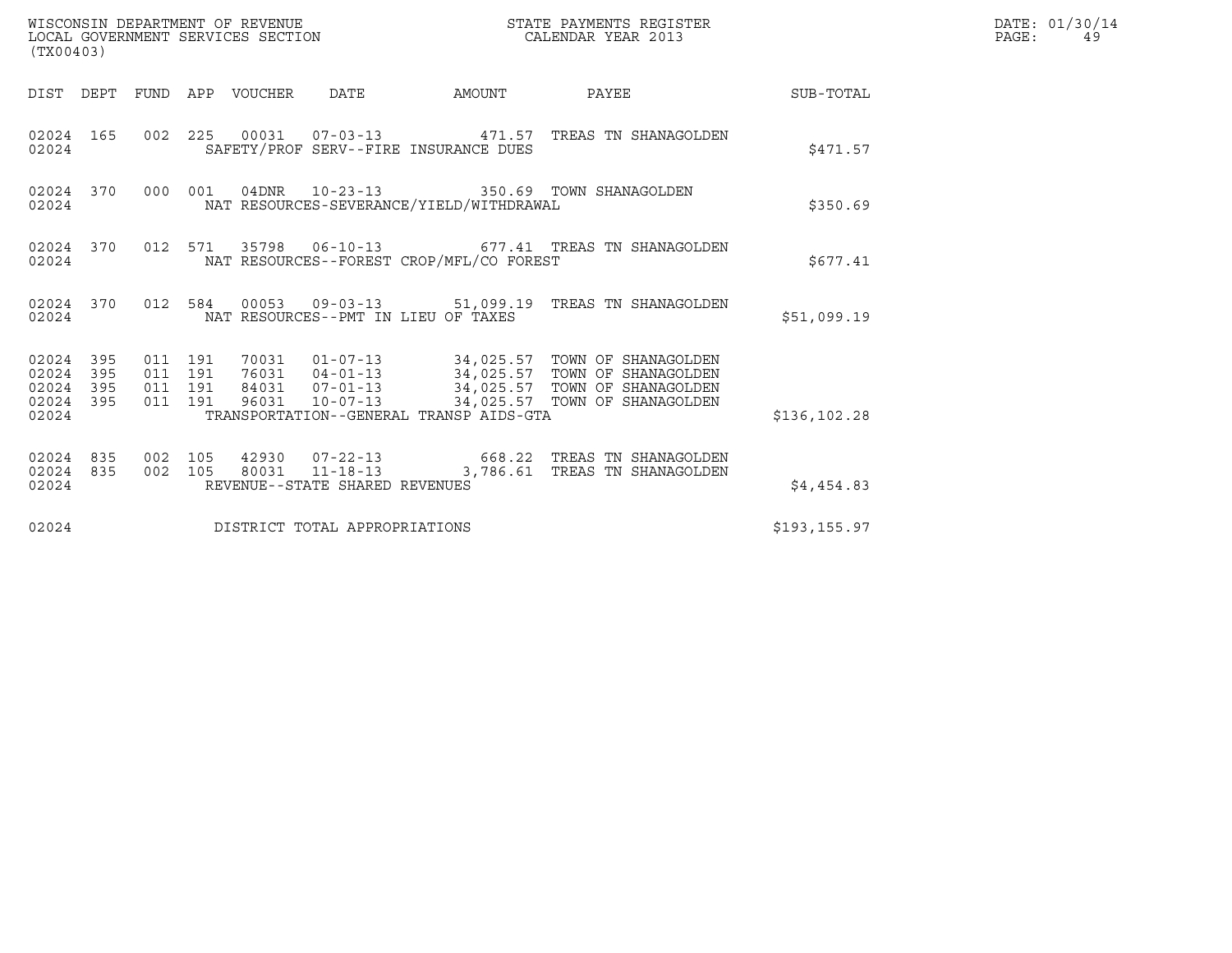| DIST | DEPT | FUND | APP | VOUCHER | DATE | AMOUNT | PAYEE | SUB-TOTAL |
|---|---|---|---|---|---|---|---|---|
| 02024 | 165 | 002 | 225 | 00031 | 07-03-13 | 471.57 | TREAS TN SHANAGOLDEN | |
| 02024 | | | | SAFETY/PROF SERV--FIRE INSURANCE DUES | | | | $471.57 |
| 02024 | 370 | 000 | 001 | 04DNR | 10-23-13 | 350.69 | TOWN SHANAGOLDEN | |
| 02024 | | | | NAT RESOURCES-SEVERANCE/YIELD/WITHDRAWAL | | | | $350.69 |
| 02024 | 370 | 012 | 571 | 35798 | 06-10-13 | 677.41 | TREAS TN SHANAGOLDEN | |
| 02024 | | | | NAT RESOURCES--FOREST CROP/MFL/CO FOREST | | | | $677.41 |
| 02024 | 370 | 012 | 584 | 00053 | 09-03-13 | 51,099.19 | TREAS TN SHANAGOLDEN | |
| 02024 | | | | NAT RESOURCES--PMT IN LIEU OF TAXES | | | | $51,099.19 |
| 02024 | 395 | 011 | 191 | 70031 | 01-07-13 | 34,025.57 | TOWN OF SHANAGOLDEN | |
| 02024 | 395 | 011 | 191 | 76031 | 04-01-13 | 34,025.57 | TOWN OF SHANAGOLDEN | |
| 02024 | 395 | 011 | 191 | 84031 | 07-01-13 | 34,025.57 | TOWN OF SHANAGOLDEN | |
| 02024 | 395 | 011 | 191 | 96031 | 10-07-13 | 34,025.57 | TOWN OF SHANAGOLDEN | |
| 02024 | | | | TRANSPORTATION--GENERAL TRANSP AIDS-GTA | | | | $136,102.28 |
| 02024 | 835 | 002 | 105 | 42930 | 07-22-13 | 668.22 | TREAS TN SHANAGOLDEN | |
| 02024 | 835 | 002 | 105 | 80031 | 11-18-13 | 3,786.61 | TREAS TN SHANAGOLDEN | |
| 02024 | | | | REVENUE--STATE SHARED REVENUES | | | | $4,454.83 |
| 02024 | | | | DISTRICT TOTAL APPROPRIATIONS | | | | $193,155.97 |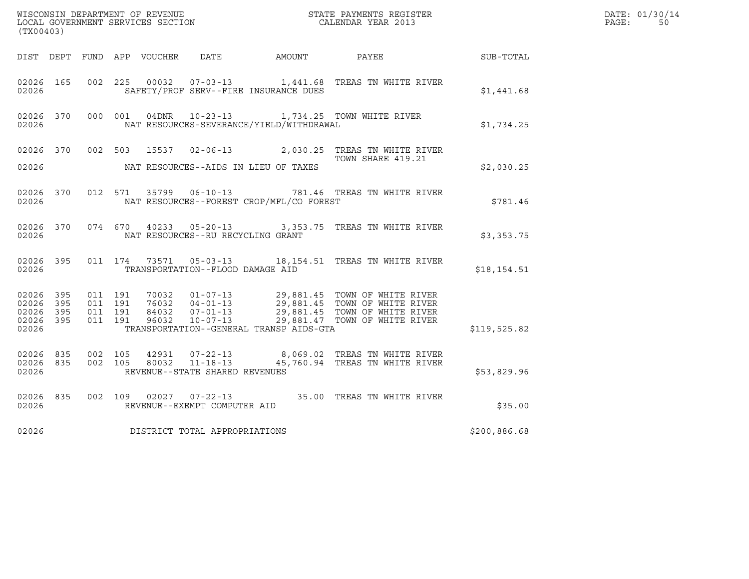WISCONSIN DEPARTMENT OF REVENUE
LOCAL GOVERNMENT SERVICES SECTION
(TX00403)

STATE PAYMENTS REGISTER
CALENDAR YEAR 2013

DATE: 01/30/14

| DIST | DEPT | FUND | APP | VOUCHER | DATE | AMOUNT | PAYEE | SUB-TOTAL |
|---|---|---|---|---|---|---|---|---|
| 02026 | 165 | 002 | 225 | 00032 | 07-03-13 | 1,441.68 | TREAS TN WHITE RIVER | |
| 02026 | | | | SAFETY/PROF SERV--FIRE INSURANCE DUES | | | | $1,441.68 |
| 02026 | 370 | 000 | 001 | 04DNR | 10-23-13 | 1,734.25 | TOWN WHITE RIVER | |
| 02026 | | | | NAT RESOURCES-SEVERANCE/YIELD/WITHDRAWAL | | | | $1,734.25 |
| 02026 | 370 | 002 | 503 | 15537 | 02-06-13 | 2,030.25 | TREAS TN WHITE RIVER TOWN SHARE 419.21 | |
| 02026 | | | | NAT RESOURCES--AIDS IN LIEU OF TAXES | | | | $2,030.25 |
| 02026 | 370 | 012 | 571 | 35799 | 06-10-13 | 781.46 | TREAS TN WHITE RIVER | |
| 02026 | | | | NAT RESOURCES--FOREST CROP/MFL/CO FOREST | | | | $781.46 |
| 02026 | 370 | 074 | 670 | 40233 | 05-20-13 | 3,353.75 | TREAS TN WHITE RIVER | |
| 02026 | | | | NAT RESOURCES--RU RECYCLING GRANT | | | | $3,353.75 |
| 02026 | 395 | 011 | 174 | 73571 | 05-03-13 | 18,154.51 | TREAS TN WHITE RIVER | |
| 02026 | | | | TRANSPORTATION--FLOOD DAMAGE AID | | | | $18,154.51 |
| 02026 | 395 | 011 | 191 | 70032 | 01-07-13 | 29,881.45 | TOWN OF WHITE RIVER | |
| 02026 | 395 | 011 | 191 | 76032 | 04-01-13 | 29,881.45 | TOWN OF WHITE RIVER | |
| 02026 | 395 | 011 | 191 | 84032 | 07-01-13 | 29,881.45 | TOWN OF WHITE RIVER | |
| 02026 | 395 | 011 | 191 | 96032 | 10-07-13 | 29,881.47 | TOWN OF WHITE RIVER | |
| 02026 | | | | TRANSPORTATION--GENERAL TRANSP AIDS-GTA | | | | $119,525.82 |
| 02026 | 835 | 002 | 105 | 42931 | 07-22-13 | 8,069.02 | TREAS TN WHITE RIVER | |
| 02026 | 835 | 002 | 105 | 80032 | 11-18-13 | 45,760.94 | TREAS TN WHITE RIVER | |
| 02026 | | | | REVENUE--STATE SHARED REVENUES | | | | $53,829.96 |
| 02026 | 835 | 002 | 109 | 02027 | 07-22-13 | 35.00 | TREAS TN WHITE RIVER | |
| 02026 | | | | REVENUE--EXEMPT COMPUTER AID | | | | $35.00 |
| 02026 | | | | DISTRICT TOTAL APPROPRIATIONS | | | | $200,886.68 |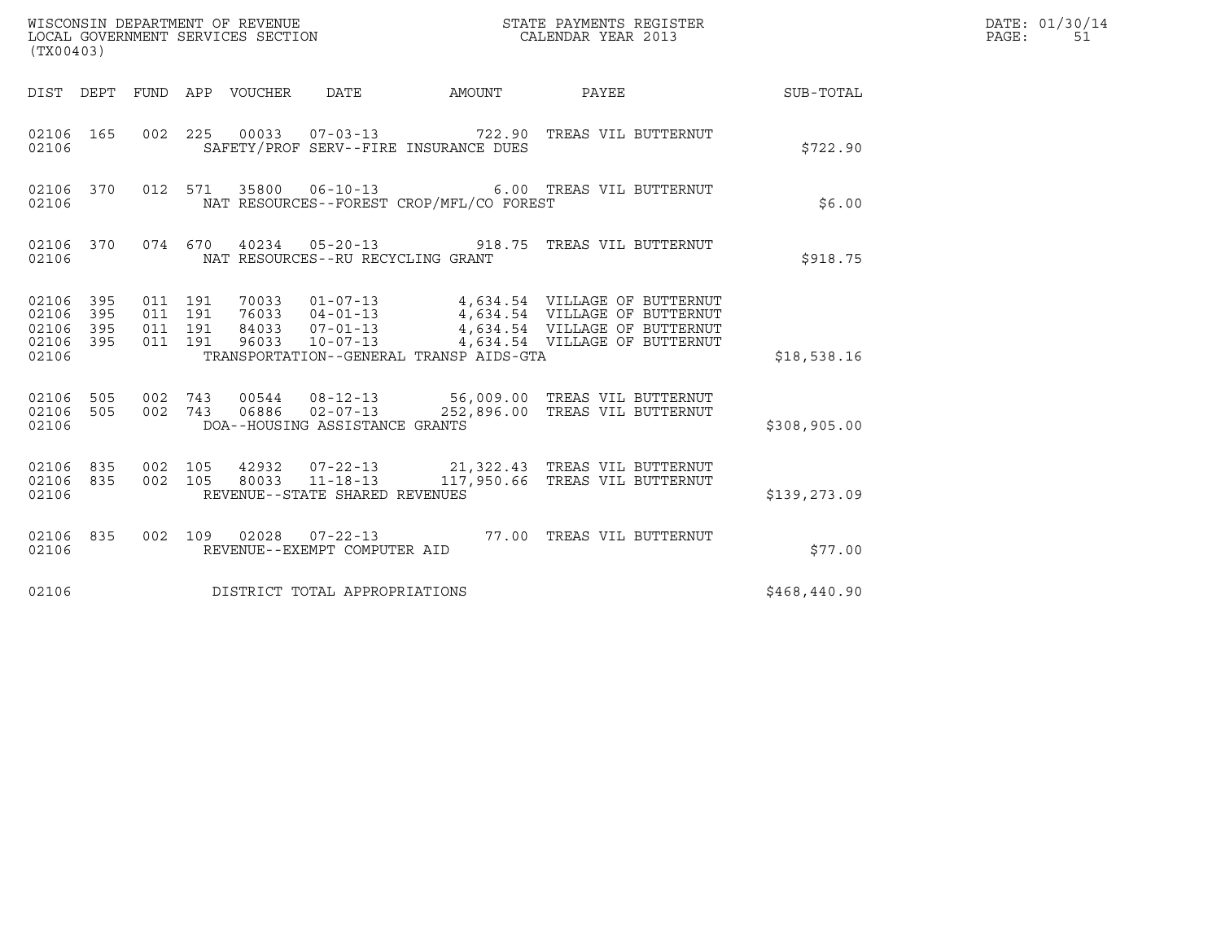WISCONSIN DEPARTMENT OF REVENUE
LOCAL GOVERNMENT SERVICES SECTION
(TX00403)

STATE PAYMENTS REGISTER
CALENDAR YEAR 2013

DATE: 01/30/14

| DIST | DEPT | FUND | APP | VOUCHER | DATE | AMOUNT | PAYEE | SUB-TOTAL |
|---|---|---|---|---|---|---|---|---|
| 02106 | 165 | 002 | 225 | 00033 | 07-03-13 | 722.90 | TREAS VIL BUTTERNUT | |
| 02106 | | | | | SAFETY/PROF SERV--FIRE INSURANCE DUES | | | $722.90 |
| 02106 | 370 | 012 | 571 | 35800 | 06-10-13 | 6.00 | TREAS VIL BUTTERNUT | |
| 02106 | | | | | NAT RESOURCES--FOREST CROP/MFL/CO FOREST | | | $6.00 |
| 02106 | 370 | 074 | 670 | 40234 | 05-20-13 | 918.75 | TREAS VIL BUTTERNUT | |
| 02106 | | | | | NAT RESOURCES--RU RECYCLING GRANT | | | $918.75 |
| 02106 | 395 | 011 | 191 | 70033 | 01-07-13 | 4,634.54 | VILLAGE OF BUTTERNUT | |
| 02106 | 395 | 011 | 191 | 76033 | 04-01-13 | 4,634.54 | VILLAGE OF BUTTERNUT | |
| 02106 | 395 | 011 | 191 | 84033 | 07-01-13 | 4,634.54 | VILLAGE OF BUTTERNUT | |
| 02106 | 395 | 011 | 191 | 96033 | 10-07-13 | 4,634.54 | VILLAGE OF BUTTERNUT | |
| 02106 | | | | | TRANSPORTATION--GENERAL TRANSP AIDS-GTA | | | $18,538.16 |
| 02106 | 505 | 002 | 743 | 00544 | 08-12-13 | 56,009.00 | TREAS VIL BUTTERNUT | |
| 02106 | 505 | 002 | 743 | 06886 | 02-07-13 | 252,896.00 | TREAS VIL BUTTERNUT | |
| 02106 | | | | | DOA--HOUSING ASSISTANCE GRANTS | | | $308,905.00 |
| 02106 | 835 | 002 | 105 | 42932 | 07-22-13 | 21,322.43 | TREAS VIL BUTTERNUT | |
| 02106 | 835 | 002 | 105 | 80033 | 11-18-13 | 117,950.66 | TREAS VIL BUTTERNUT | |
| 02106 | | | | | REVENUE--STATE SHARED REVENUES | | | $139,273.09 |
| 02106 | 835 | 002 | 109 | 02028 | 07-22-13 | 77.00 | TREAS VIL BUTTERNUT | |
| 02106 | | | | | REVENUE--EXEMPT COMPUTER AID | | | $77.00 |
| 02106 | | | | | DISTRICT TOTAL APPROPRIATIONS | | | $468,440.90 |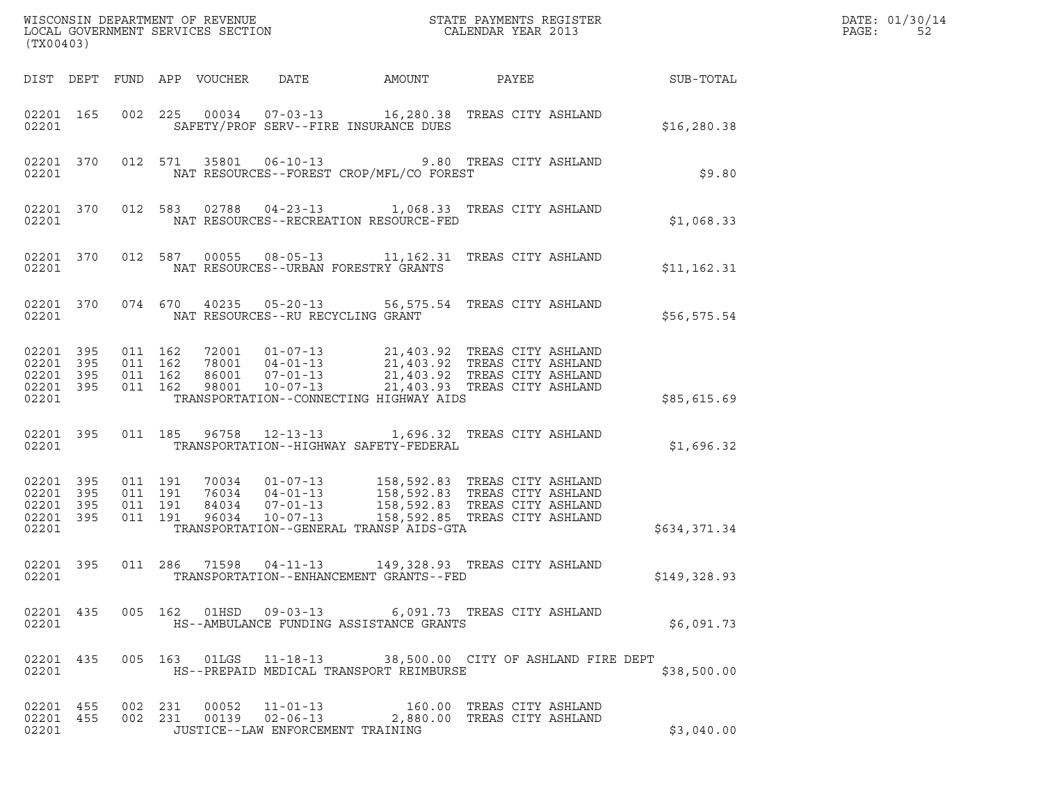WISCONSIN DEPARTMENT OF REVENUE
LOCAL GOVERNMENT SERVICES SECTION
(TX00403)

STATE PAYMENTS REGISTER
CALENDAR YEAR 2013

DATE: 01/30/14
PAGE: 52

| DIST | DEPT | FUND | APP | VOUCHER | DATE | AMOUNT | PAYEE | SUB-TOTAL |
|---|---|---|---|---|---|---|---|---|
| 02201 | 165 | 002 | 225 | 00034 | 07-03-13 | 16,280.38 | TREAS CITY ASHLAND | |
| 02201 | | | | | SAFETY/PROF SERV--FIRE INSURANCE DUES | | | $16,280.38 |
| 02201 | 370 | 012 | 571 | 35801 | 06-10-13 | 9.80 | TREAS CITY ASHLAND | |
| 02201 | | | | | NAT RESOURCES--FOREST CROP/MFL/CO FOREST | | | $9.80 |
| 02201 | 370 | 012 | 583 | 02788 | 04-23-13 | 1,068.33 | TREAS CITY ASHLAND | |
| 02201 | | | | | NAT RESOURCES--RECREATION RESOURCE-FED | | | $1,068.33 |
| 02201 | 370 | 012 | 587 | 00055 | 08-05-13 | 11,162.31 | TREAS CITY ASHLAND | |
| 02201 | | | | | NAT RESOURCES--URBAN FORESTRY GRANTS | | | $11,162.31 |
| 02201 | 370 | 074 | 670 | 40235 | 05-20-13 | 56,575.54 | TREAS CITY ASHLAND | |
| 02201 | | | | | NAT RESOURCES--RU RECYCLING GRANT | | | $56,575.54 |
| 02201 | 395 | 011 | 162 | 72001 | 01-07-13 | 21,403.92 | TREAS CITY ASHLAND | |
| 02201 | 395 | 011 | 162 | 78001 | 04-01-13 | 21,403.92 | TREAS CITY ASHLAND | |
| 02201 | 395 | 011 | 162 | 86001 | 07-01-13 | 21,403.92 | TREAS CITY ASHLAND | |
| 02201 | 395 | 011 | 162 | 98001 | 10-07-13 | 21,403.93 | TREAS CITY ASHLAND | |
| 02201 | | | | | TRANSPORTATION--CONNECTING HIGHWAY AIDS | | | $85,615.69 |
| 02201 | 395 | 011 | 185 | 96758 | 12-13-13 | 1,696.32 | TREAS CITY ASHLAND | |
| 02201 | | | | | TRANSPORTATION--HIGHWAY SAFETY-FEDERAL | | | $1,696.32 |
| 02201 | 395 | 011 | 191 | 70034 | 01-07-13 | 158,592.83 | TREAS CITY ASHLAND | |
| 02201 | 395 | 011 | 191 | 76034 | 04-01-13 | 158,592.83 | TREAS CITY ASHLAND | |
| 02201 | 395 | 011 | 191 | 84034 | 07-01-13 | 158,592.83 | TREAS CITY ASHLAND | |
| 02201 | 395 | 011 | 191 | 96034 | 10-07-13 | 158,592.85 | TREAS CITY ASHLAND | |
| 02201 | | | | | TRANSPORTATION--GENERAL TRANSP AIDS-GTA | | | $634,371.34 |
| 02201 | 395 | 011 | 286 | 71598 | 04-11-13 | 149,328.93 | TREAS CITY ASHLAND | |
| 02201 | | | | | TRANSPORTATION--ENHANCEMENT GRANTS--FED | | | $149,328.93 |
| 02201 | 435 | 005 | 162 | 01HSD | 09-03-13 | 6,091.73 | TREAS CITY ASHLAND | |
| 02201 | | | | | HS--AMBULANCE FUNDING ASSISTANCE GRANTS | | | $6,091.73 |
| 02201 | 435 | 005 | 163 | 01LGS | 11-18-13 | 38,500.00 | CITY OF ASHLAND FIRE DEPT | |
| 02201 | | | | | HS--PREPAID MEDICAL TRANSPORT REIMBURSE | | | $38,500.00 |
| 02201 | 455 | 002 | 231 | 00052 | 11-01-13 | 160.00 | TREAS CITY ASHLAND | |
| 02201 | 455 | 002 | 231 | 00139 | 02-06-13 | 2,880.00 | TREAS CITY ASHLAND | |
| 02201 | | | | | JUSTICE--LAW ENFORCEMENT TRAINING | | | $3,040.00 |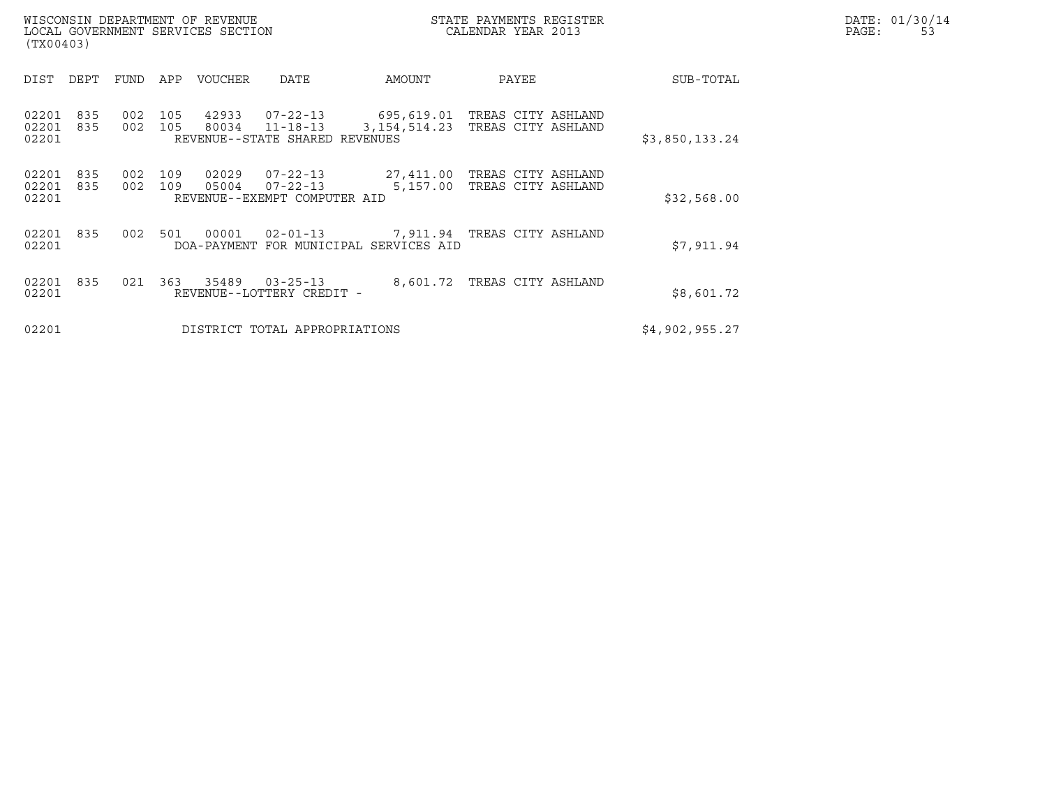WISCONSIN DEPARTMENT OF REVENUE
LOCAL GOVERNMENT SERVICES SECTION
(TX00403)

STATE PAYMENTS REGISTER
CALENDAR YEAR 2013

DATE: 01/30/14
PAGE: 53

| DIST | DEPT | FUND | APP | VOUCHER | DATE | AMOUNT | PAYEE | SUB-TOTAL |
|---|---|---|---|---|---|---|---|---|
| 02201 | 835 | 002 | 105 | 42933 | 07-22-13 | 695,619.01 | TREAS CITY ASHLAND | |
| 02201 | 835 | 002 | 105 | 80034 | 11-18-13 | 3,154,514.23 | TREAS CITY ASHLAND | |
| 02201 | | | | REVENUE--STATE SHARED REVENUES | | | | $3,850,133.24 |
| 02201 | 835 | 002 | 109 | 02029 | 07-22-13 | 27,411.00 | TREAS CITY ASHLAND | |
| 02201 | 835 | 002 | 109 | 05004 | 07-22-13 | 5,157.00 | TREAS CITY ASHLAND | |
| 02201 | | | | REVENUE--EXEMPT COMPUTER AID | | | | $32,568.00 |
| 02201 | 835 | 002 | 501 | 00001 | 02-01-13 | 7,911.94 | TREAS CITY ASHLAND | |
| 02201 | | | | DOA-PAYMENT FOR MUNICIPAL SERVICES AID | | | | $7,911.94 |
| 02201 | 835 | 021 | 363 | 35489 | 03-25-13 | 8,601.72 | TREAS CITY ASHLAND | |
| 02201 | | | | REVENUE--LOTTERY CREDIT - | | | | $8,601.72 |
| 02201 | | | | DISTRICT TOTAL APPROPRIATIONS | | | | $4,902,955.27 |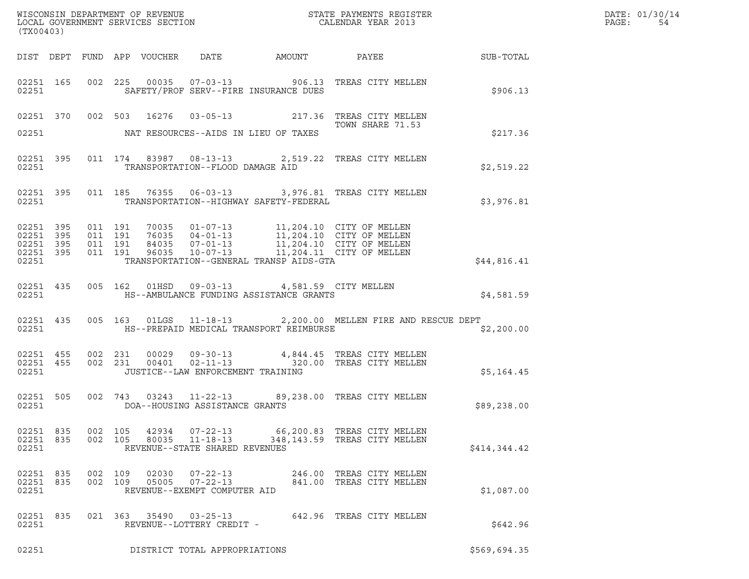WISCONSIN DEPARTMENT OF REVENUE
LOCAL GOVERNMENT SERVICES SECTION
(TX00403)

STATE PAYMENTS REGISTER
CALENDAR YEAR 2013

DATE: 01/30/14

| DIST | DEPT | FUND | APP | VOUCHER | DATE | AMOUNT | PAYEE | SUB-TOTAL |
|---|---|---|---|---|---|---|---|---|
| 02251 | 165 | 002 | 225 | 00035 | 07-03-13 | 906.13 | TREAS CITY MELLEN | |
| 02251 | | | | SAFETY/PROF SERV--FIRE INSURANCE DUES | | | | $906.13 |
| 02251 | 370 | 002 | 503 | 16276 | 03-05-13 | 217.36 | TREAS CITY MELLEN TOWN SHARE 71.53 | |
| 02251 | | | | NAT RESOURCES--AIDS IN LIEU OF TAXES | | | | $217.36 |
| 02251 | 395 | 011 | 174 | 83987 | 08-13-13 | 2,519.22 | TREAS CITY MELLEN | |
| 02251 | | | | TRANSPORTATION--FLOOD DAMAGE AID | | | | $2,519.22 |
| 02251 | 395 | 011 | 185 | 76355 | 06-03-13 | 3,976.81 | TREAS CITY MELLEN | |
| 02251 | | | | TRANSPORTATION--HIGHWAY SAFETY-FEDERAL | | | | $3,976.81 |
| 02251 | 395 | 011 | 191 | 70035 | 01-07-13 | 11,204.10 | CITY OF MELLEN | |
| 02251 | 395 | 011 | 191 | 76035 | 04-01-13 | 11,204.10 | CITY OF MELLEN | |
| 02251 | 395 | 011 | 191 | 84035 | 07-01-13 | 11,204.10 | CITY OF MELLEN | |
| 02251 | 395 | 011 | 191 | 96035 | 10-07-13 | 11,204.11 | CITY OF MELLEN | |
| 02251 | | | | TRANSPORTATION--GENERAL TRANSP AIDS-GTA | | | | $44,816.41 |
| 02251 | 435 | 005 | 162 | 01HSD | 09-03-13 | 4,581.59 | CITY MELLEN | |
| 02251 | | | | HS--AMBULANCE FUNDING ASSISTANCE GRANTS | | | | $4,581.59 |
| 02251 | 435 | 005 | 163 | 01LGS | 11-18-13 | 2,200.00 | MELLEN FIRE AND RESCUE DEPT | |
| 02251 | | | | HS--PREPAID MEDICAL TRANSPORT REIMBURSE | | | | $2,200.00 |
| 02251 | 455 | 002 | 231 | 00029 | 09-30-13 | 4,844.45 | TREAS CITY MELLEN | |
| 02251 | 455 | 002 | 231 | 00401 | 02-11-13 | 320.00 | TREAS CITY MELLEN | |
| 02251 | | | | JUSTICE--LAW ENFORCEMENT TRAINING | | | | $5,164.45 |
| 02251 | 505 | 002 | 743 | 03243 | 11-22-13 | 89,238.00 | TREAS CITY MELLEN | |
| 02251 | | | | DOA--HOUSING ASSISTANCE GRANTS | | | | $89,238.00 |
| 02251 | 835 | 002 | 105 | 42934 | 07-22-13 | 66,200.83 | TREAS CITY MELLEN | |
| 02251 | 835 | 002 | 105 | 80035 | 11-18-13 | 348,143.59 | TREAS CITY MELLEN | |
| 02251 | | | | REVENUE--STATE SHARED REVENUES | | | | $414,344.42 |
| 02251 | 835 | 002 | 109 | 02030 | 07-22-13 | 246.00 | TREAS CITY MELLEN | |
| 02251 | 835 | 002 | 109 | 05005 | 07-22-13 | 841.00 | TREAS CITY MELLEN | |
| 02251 | | | | REVENUE--EXEMPT COMPUTER AID | | | | $1,087.00 |
| 02251 | 835 | 021 | 363 | 35490 | 03-25-13 | 642.96 | TREAS CITY MELLEN | |
| 02251 | | | | REVENUE--LOTTERY CREDIT - | | | | $642.96 |
| 02251 | | | | DISTRICT TOTAL APPROPRIATIONS | | | | $569,694.35 |